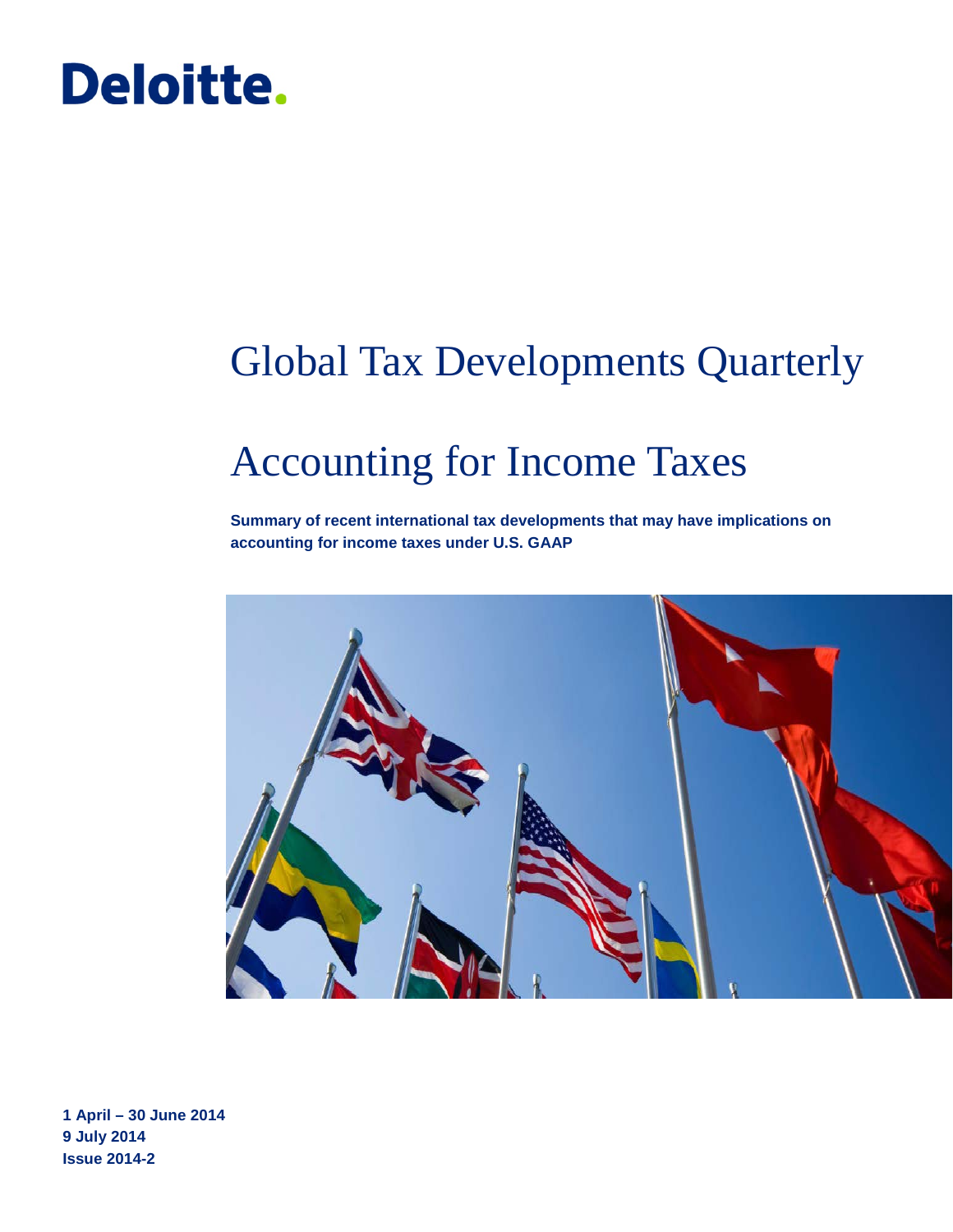Deloitte.

# Global Tax Developments Quarterly

# Accounting for Income Taxes

**Summary of recent international tax developments that may have implications on accounting for income taxes under U.S. GAAP**

**1 April – 30 June 2014**
**9 July 2014**
**Issue 2014-2**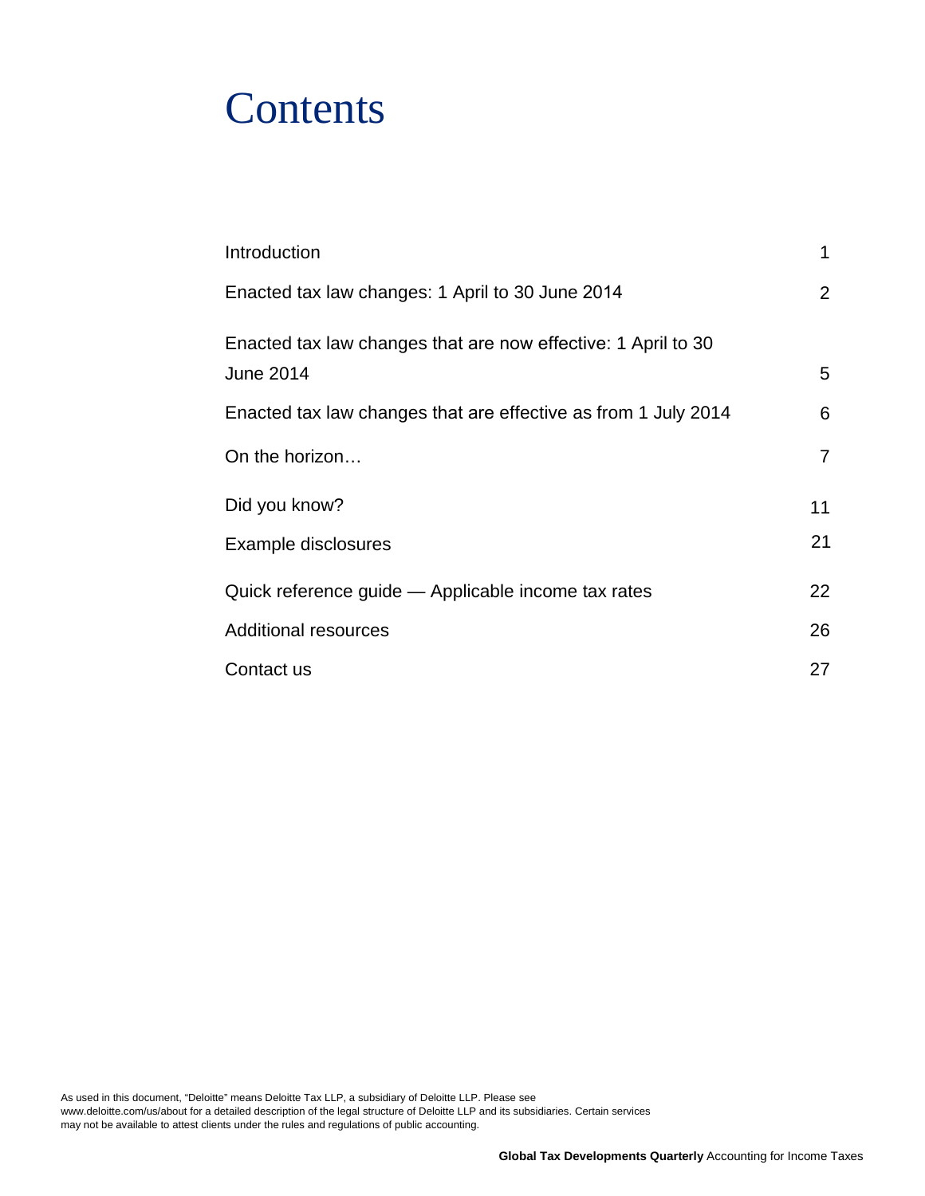# Contents

| | |
|---|---|
| Introduction | 1 |
| Enacted tax law changes: 1 April to 30 June 2014 | 2 |
| Enacted tax law changes that are now effective: 1 April to 30 June 2014 | 5 |
| Enacted tax law changes that are effective as from 1 July 2014 | 6 |
| On the horizon… | 7 |
| Did you know? | 11 |
| Example disclosures | 21 |
| Quick reference guide — Applicable income tax rates | 22 |
| Additional resources | 26 |
| Contact us | 27 |

As used in this document, “Deloitte” means Deloitte Tax LLP, a subsidiary of Deloitte LLP. Please see www.deloitte.com/us/about for a detailed description of the legal structure of Deloitte LLP and its subsidiaries. Certain services may not be available to attest clients under the rules and regulations of public accounting.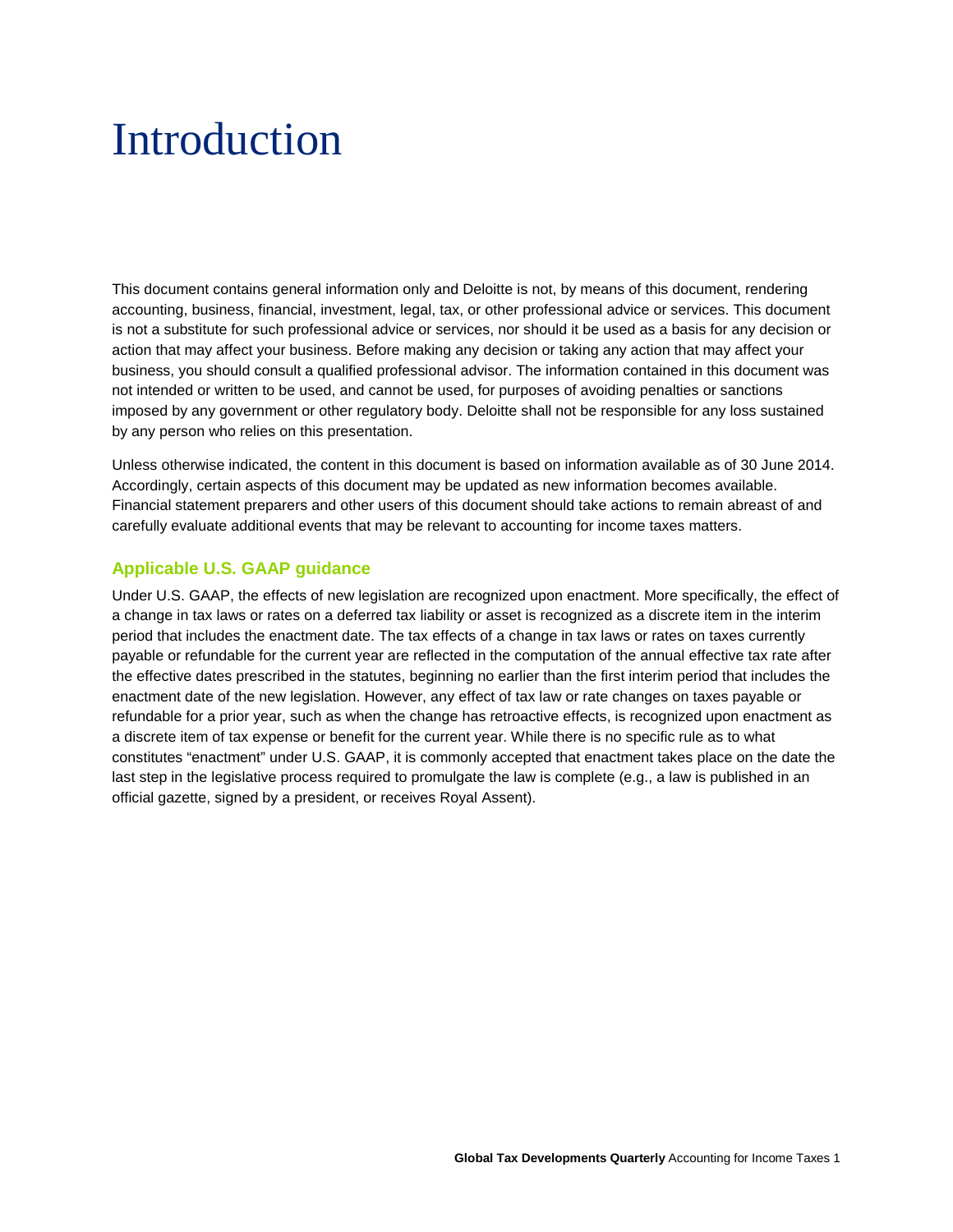# Introduction

This document contains general information only and Deloitte is not, by means of this document, rendering accounting, business, financial, investment, legal, tax, or other professional advice or services. This document is not a substitute for such professional advice or services, nor should it be used as a basis for any decision or action that may affect your business. Before making any decision or taking any action that may affect your business, you should consult a qualified professional advisor. The information contained in this document was not intended or written to be used, and cannot be used, for purposes of avoiding penalties or sanctions imposed by any government or other regulatory body. Deloitte shall not be responsible for any loss sustained by any person who relies on this presentation.

Unless otherwise indicated, the content in this document is based on information available as of 30 June 2014. Accordingly, certain aspects of this document may be updated as new information becomes available. Financial statement preparers and other users of this document should take actions to remain abreast of and carefully evaluate additional events that may be relevant to accounting for income taxes matters.

## Applicable U.S. GAAP guidance

Under U.S. GAAP, the effects of new legislation are recognized upon enactment. More specifically, the effect of a change in tax laws or rates on a deferred tax liability or asset is recognized as a discrete item in the interim period that includes the enactment date. The tax effects of a change in tax laws or rates on taxes currently payable or refundable for the current year are reflected in the computation of the annual effective tax rate after the effective dates prescribed in the statutes, beginning no earlier than the first interim period that includes the enactment date of the new legislation. However, any effect of tax law or rate changes on taxes payable or refundable for a prior year, such as when the change has retroactive effects, is recognized upon enactment as a discrete item of tax expense or benefit for the current year. While there is no specific rule as to what constitutes "enactment" under U.S. GAAP, it is commonly accepted that enactment takes place on the date the last step in the legislative process required to promulgate the law is complete (e.g., a law is published in an official gazette, signed by a president, or receives Royal Assent).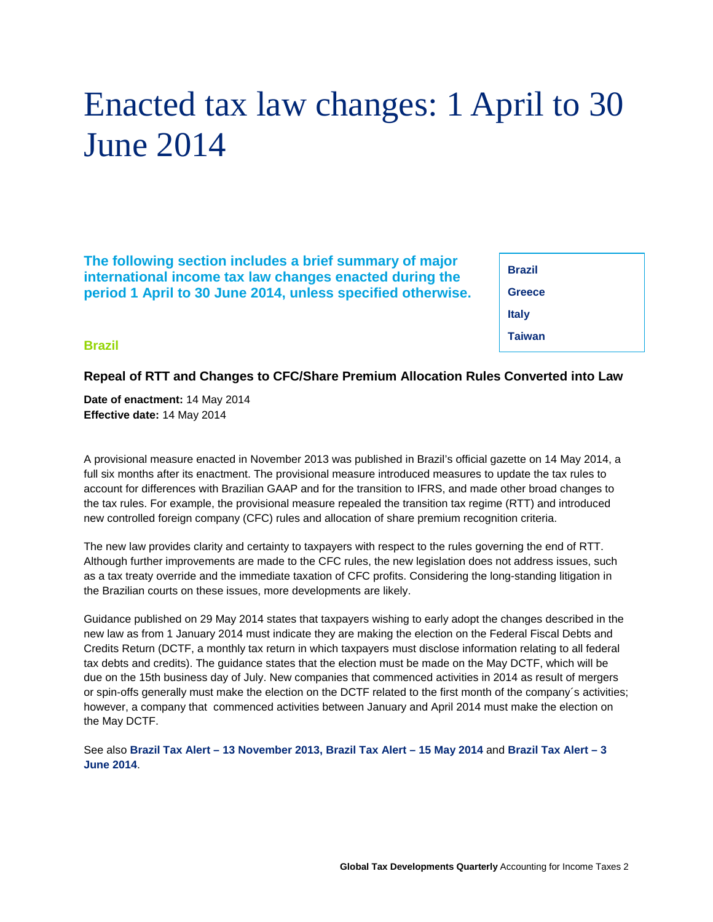# Enacted tax law changes: 1 April to 30 June 2014

**The following section includes a brief summary of major international income tax law changes enacted during the period 1 April to 30 June 2014, unless specified otherwise.**

- **Brazil**
- **Greece**
- **Italy**
- **Taiwan**

## Brazil

### Repeal of RTT and Changes to CFC/Share Premium Allocation Rules Converted into Law

**Date of enactment:** 14 May 2014
**Effective date:** 14 May 2014

A provisional measure enacted in November 2013 was published in Brazil's official gazette on 14 May 2014, a full six months after its enactment. The provisional measure introduced measures to update the tax rules to account for differences with Brazilian GAAP and for the transition to IFRS, and made other broad changes to the tax rules. For example, the provisional measure repealed the transition tax regime (RTT) and introduced new controlled foreign company (CFC) rules and allocation of share premium recognition criteria.

The new law provides clarity and certainty to taxpayers with respect to the rules governing the end of RTT. Although further improvements are made to the CFC rules, the new legislation does not address issues, such as a tax treaty override and the immediate taxation of CFC profits. Considering the long-standing litigation in the Brazilian courts on these issues, more developments are likely.

Guidance published on 29 May 2014 states that taxpayers wishing to early adopt the changes described in the new law as from 1 January 2014 must indicate they are making the election on the Federal Fiscal Debts and Credits Return (DCTF, a monthly tax return in which taxpayers must disclose information relating to all federal tax debts and credits). The guidance states that the election must be made on the May DCTF, which will be due on the 15th business day of July. New companies that commenced activities in 2014 as result of mergers or spin-offs generally must make the election on the DCTF related to the first month of the company´s activities; however, a company that commenced activities between January and April 2014 must make the election on the May DCTF.

See also **Brazil Tax Alert – 13 November 2013, Brazil Tax Alert – 15 May 2014** and **Brazil Tax Alert – 3 June 2014**.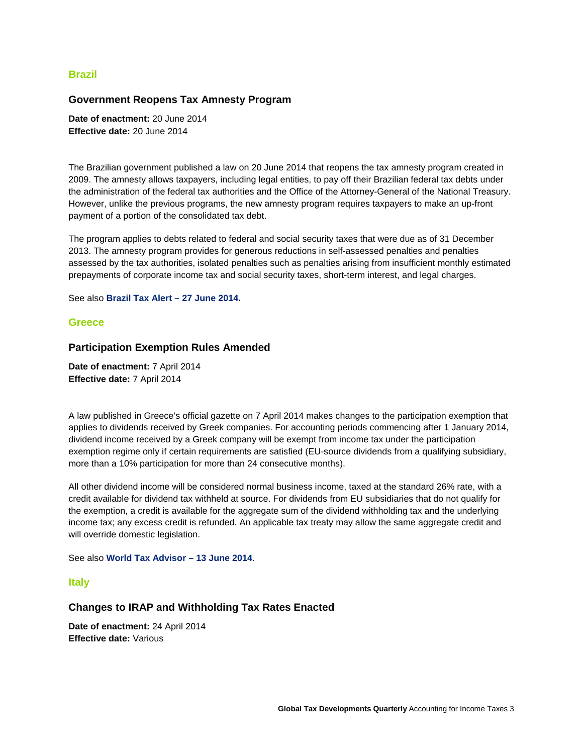## Brazil

### Government Reopens Tax Amnesty Program

**Date of enactment:** 20 June 2014
**Effective date:** 20 June 2014

The Brazilian government published a law on 20 June 2014 that reopens the tax amnesty program created in 2009. The amnesty allows taxpayers, including legal entities, to pay off their Brazilian federal tax debts under the administration of the federal tax authorities and the Office of the Attorney-General of the National Treasury. However, unlike the previous programs, the new amnesty program requires taxpayers to make an up-front payment of a portion of the consolidated tax debt.

The program applies to debts related to federal and social security taxes that were due as of 31 December 2013. The amnesty program provides for generous reductions in self-assessed penalties and penalties assessed by the tax authorities, isolated penalties such as penalties arising from insufficient monthly estimated prepayments of corporate income tax and social security taxes, short-term interest, and legal charges.

See also **Brazil Tax Alert – 27 June 2014.**

## Greece

### Participation Exemption Rules Amended

**Date of enactment:** 7 April 2014
**Effective date:** 7 April 2014

A law published in Greece's official gazette on 7 April 2014 makes changes to the participation exemption that applies to dividends received by Greek companies. For accounting periods commencing after 1 January 2014, dividend income received by a Greek company will be exempt from income tax under the participation exemption regime only if certain requirements are satisfied (EU-source dividends from a qualifying subsidiary, more than a 10% participation for more than 24 consecutive months).

All other dividend income will be considered normal business income, taxed at the standard 26% rate, with a credit available for dividend tax withheld at source. For dividends from EU subsidiaries that do not qualify for the exemption, a credit is available for the aggregate sum of the dividend withholding tax and the underlying income tax; any excess credit is refunded. An applicable tax treaty may allow the same aggregate credit and will override domestic legislation.

See also **World Tax Advisor – 13 June 2014**.

## Italy

### Changes to IRAP and Withholding Tax Rates Enacted

**Date of enactment:** 24 April 2014
**Effective date:** Various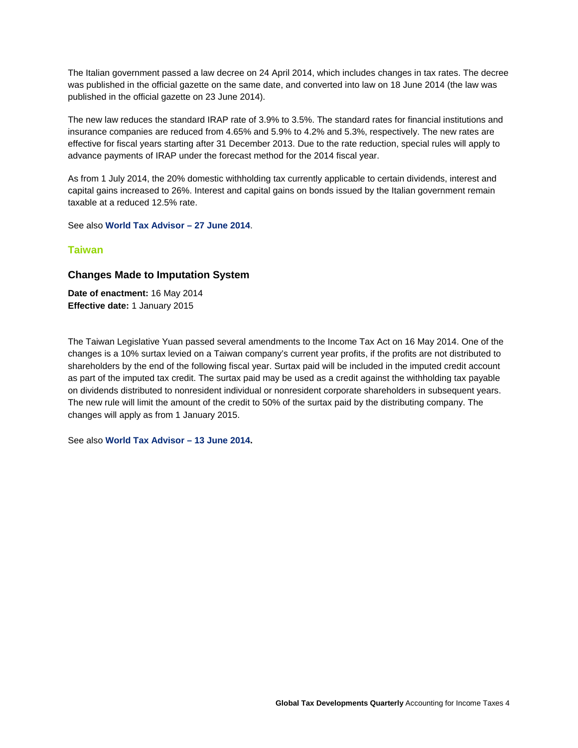The Italian government passed a law decree on 24 April 2014, which includes changes in tax rates. The decree was published in the official gazette on the same date, and converted into law on 18 June 2014 (the law was published in the official gazette on 23 June 2014).

The new law reduces the standard IRAP rate of 3.9% to 3.5%. The standard rates for financial institutions and insurance companies are reduced from 4.65% and 5.9% to 4.2% and 5.3%, respectively. The new rates are effective for fiscal years starting after 31 December 2013. Due to the rate reduction, special rules will apply to advance payments of IRAP under the forecast method for the 2014 fiscal year.

As from 1 July 2014, the 20% domestic withholding tax currently applicable to certain dividends, interest and capital gains increased to 26%. Interest and capital gains on bonds issued by the Italian government remain taxable at a reduced 12.5% rate.

See also **World Tax Advisor – 27 June 2014**.

## Taiwan

### Changes Made to Imputation System

**Date of enactment:** 16 May 2014
**Effective date:** 1 January 2015

The Taiwan Legislative Yuan passed several amendments to the Income Tax Act on 16 May 2014. One of the changes is a 10% surtax levied on a Taiwan company's current year profits, if the profits are not distributed to shareholders by the end of the following fiscal year. Surtax paid will be included in the imputed credit account as part of the imputed tax credit. The surtax paid may be used as a credit against the withholding tax payable on dividends distributed to nonresident individual or nonresident corporate shareholders in subsequent years. The new rule will limit the amount of the credit to 50% of the surtax paid by the distributing company. The changes will apply as from 1 January 2015.

See also **World Tax Advisor – 13 June 2014.**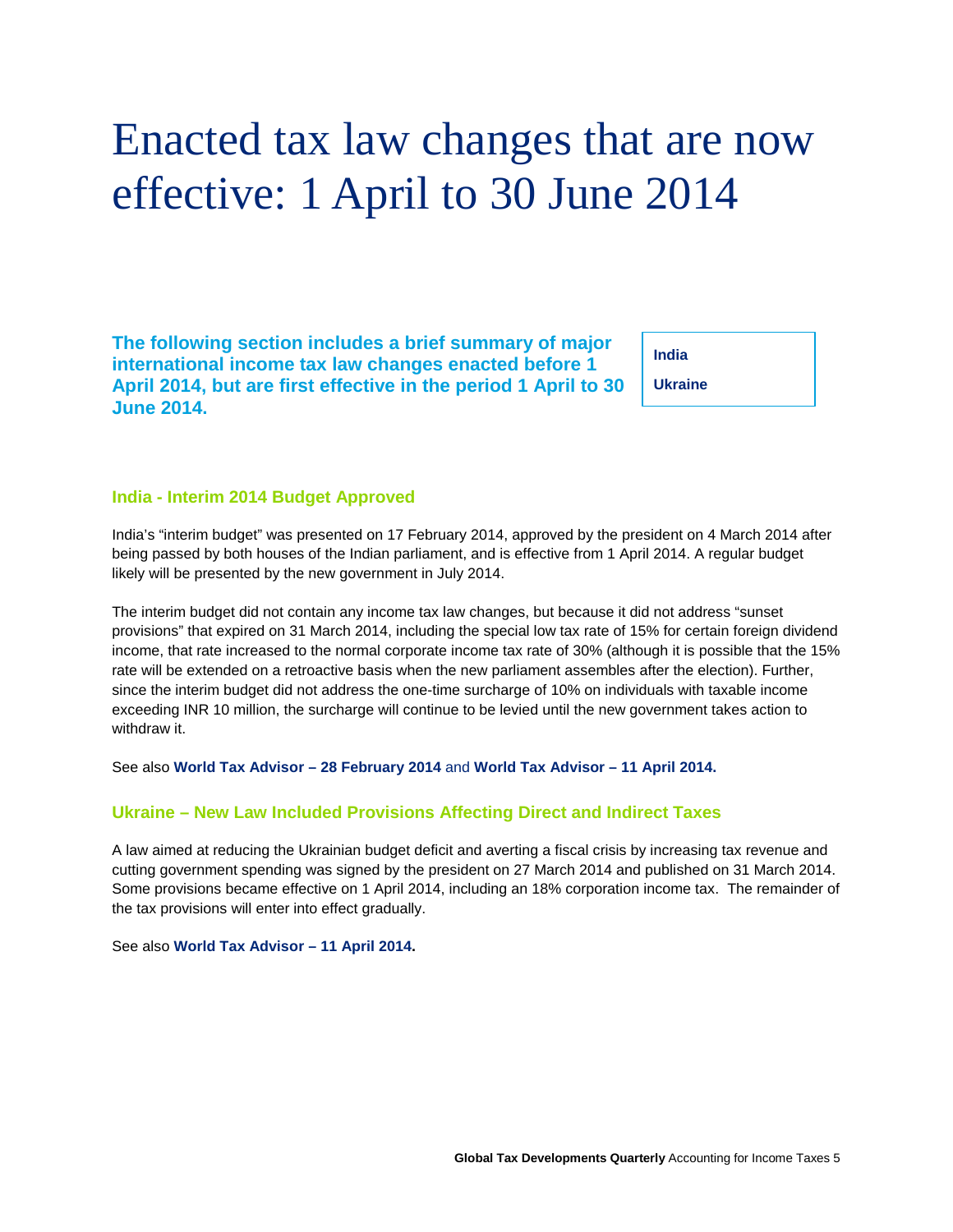# Enacted tax law changes that are now effective: 1 April to 30 June 2014

**The following section includes a brief summary of major international income tax law changes enacted before 1 April 2014, but are first effective in the period 1 April to 30 June 2014.**

**India**

**Ukraine**

## India - Interim 2014 Budget Approved

India's "interim budget" was presented on 17 February 2014, approved by the president on 4 March 2014 after being passed by both houses of the Indian parliament, and is effective from 1 April 2014. A regular budget likely will be presented by the new government in July 2014.

The interim budget did not contain any income tax law changes, but because it did not address "sunset provisions" that expired on 31 March 2014, including the special low tax rate of 15% for certain foreign dividend income, that rate increased to the normal corporate income tax rate of 30% (although it is possible that the 15% rate will be extended on a retroactive basis when the new parliament assembles after the election). Further, since the interim budget did not address the one-time surcharge of 10% on individuals with taxable income exceeding INR 10 million, the surcharge will continue to be levied until the new government takes action to withdraw it.

See also **World Tax Advisor – 28 February 2014** and **World Tax Advisor – 11 April 2014.**

## Ukraine – New Law Included Provisions Affecting Direct and Indirect Taxes

A law aimed at reducing the Ukrainian budget deficit and averting a fiscal crisis by increasing tax revenue and cutting government spending was signed by the president on 27 March 2014 and published on 31 March 2014. Some provisions became effective on 1 April 2014, including an 18% corporation income tax. The remainder of the tax provisions will enter into effect gradually.

See also **World Tax Advisor – 11 April 2014.**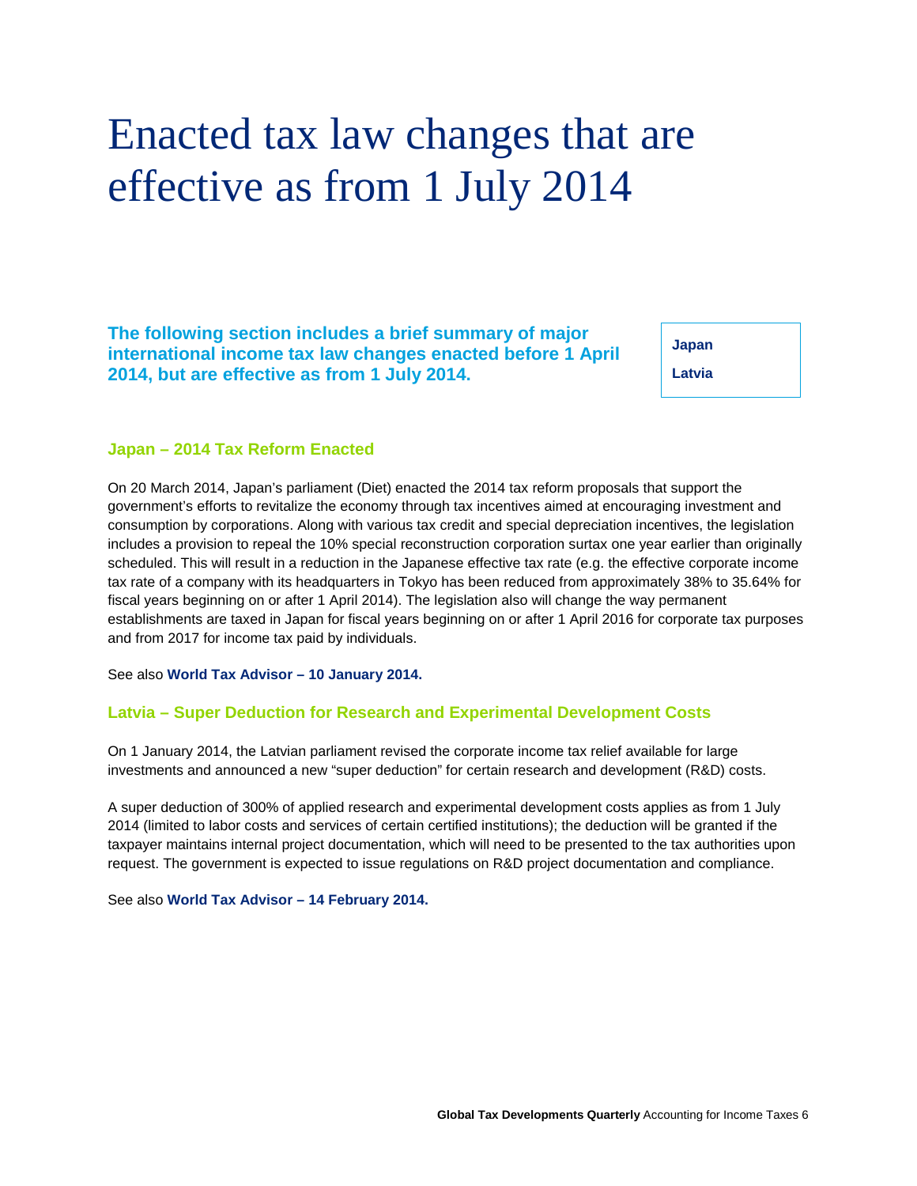# Enacted tax law changes that are effective as from 1 July 2014

**The following section includes a brief summary of major international income tax law changes enacted before 1 April 2014, but are effective as from 1 July 2014.**

**Japan**

**Latvia**

## Japan – 2014 Tax Reform Enacted

On 20 March 2014, Japan's parliament (Diet) enacted the 2014 tax reform proposals that support the government's efforts to revitalize the economy through tax incentives aimed at encouraging investment and consumption by corporations. Along with various tax credit and special depreciation incentives, the legislation includes a provision to repeal the 10% special reconstruction corporation surtax one year earlier than originally scheduled. This will result in a reduction in the Japanese effective tax rate (e.g. the effective corporate income tax rate of a company with its headquarters in Tokyo has been reduced from approximately 38% to 35.64% for fiscal years beginning on or after 1 April 2014). The legislation also will change the way permanent establishments are taxed in Japan for fiscal years beginning on or after 1 April 2016 for corporate tax purposes and from 2017 for income tax paid by individuals.

See also **World Tax Advisor – 10 January 2014.**

## Latvia – Super Deduction for Research and Experimental Development Costs

On 1 January 2014, the Latvian parliament revised the corporate income tax relief available for large investments and announced a new "super deduction" for certain research and development (R&D) costs.

A super deduction of 300% of applied research and experimental development costs applies as from 1 July 2014 (limited to labor costs and services of certain certified institutions); the deduction will be granted if the taxpayer maintains internal project documentation, which will need to be presented to the tax authorities upon request. The government is expected to issue regulations on R&D project documentation and compliance.

See also **World Tax Advisor – 14 February 2014.**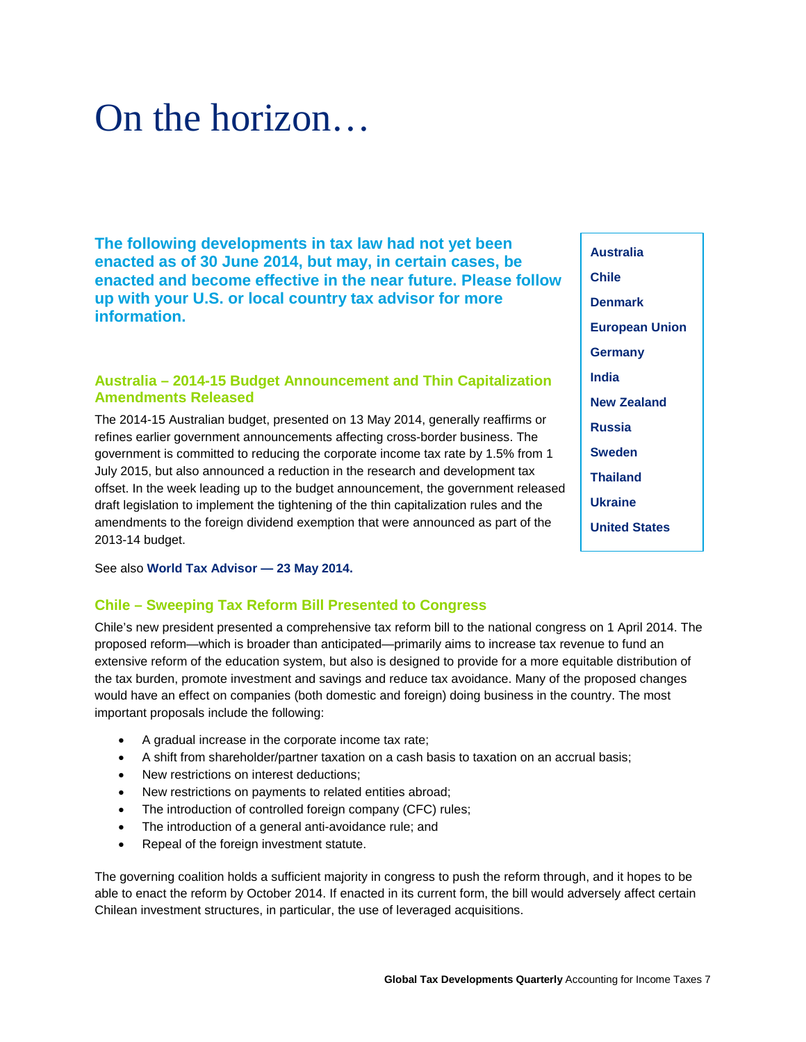# On the horizon…

**The following developments in tax law had not yet been enacted as of 30 June 2014, but may, in certain cases, be enacted and become effective in the near future. Please follow up with your U.S. or local country tax advisor for more information.**

- **Australia**
- **Chile**
- **Denmark**
- **European Union**
- **Germany**
- **India**
- **New Zealand**
- **Russia**
- **Sweden**
- **Thailand**
- **Ukraine**
- **United States**

### Australia – 2014-15 Budget Announcement and Thin Capitalization Amendments Released

The 2014-15 Australian budget, presented on 13 May 2014, generally reaffirms or refines earlier government announcements affecting cross-border business. The government is committed to reducing the corporate income tax rate by 1.5% from 1 July 2015, but also announced a reduction in the research and development tax offset. In the week leading up to the budget announcement, the government released draft legislation to implement the tightening of the thin capitalization rules and the amendments to the foreign dividend exemption that were announced as part of the 2013-14 budget.

See also **World Tax Advisor — 23 May 2014.**

### Chile – Sweeping Tax Reform Bill Presented to Congress

Chile's new president presented a comprehensive tax reform bill to the national congress on 1 April 2014. The proposed reform—which is broader than anticipated—primarily aims to increase tax revenue to fund an extensive reform of the education system, but also is designed to provide for a more equitable distribution of the tax burden, promote investment and savings and reduce tax avoidance. Many of the proposed changes would have an effect on companies (both domestic and foreign) doing business in the country. The most important proposals include the following:

- A gradual increase in the corporate income tax rate;
- A shift from shareholder/partner taxation on a cash basis to taxation on an accrual basis;
- New restrictions on interest deductions;
- New restrictions on payments to related entities abroad;
- The introduction of controlled foreign company (CFC) rules;
- The introduction of a general anti-avoidance rule; and
- Repeal of the foreign investment statute.

The governing coalition holds a sufficient majority in congress to push the reform through, and it hopes to be able to enact the reform by October 2014. If enacted in its current form, the bill would adversely affect certain Chilean investment structures, in particular, the use of leveraged acquisitions.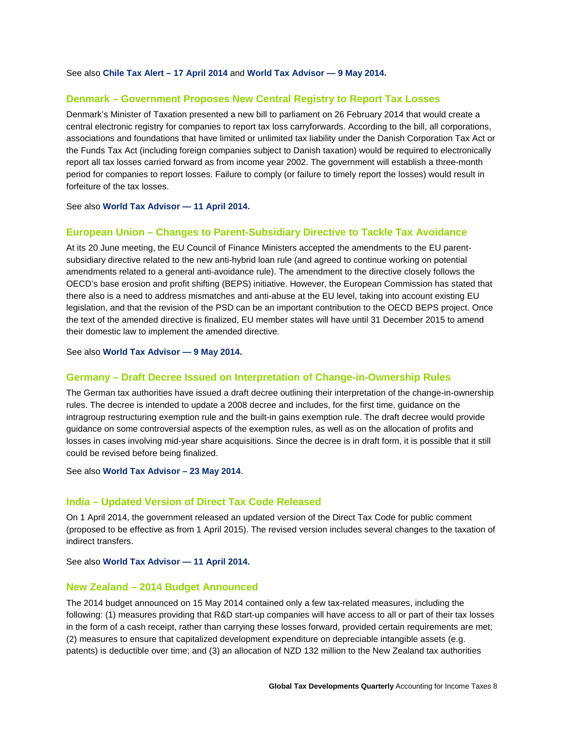See also **Chile Tax Alert – 17 April 2014** and **World Tax Advisor — 9 May 2014.**

## Denmark – Government Proposes New Central Registry to Report Tax Losses

Denmark's Minister of Taxation presented a new bill to parliament on 26 February 2014 that would create a central electronic registry for companies to report tax loss carryforwards. According to the bill, all corporations, associations and foundations that have limited or unlimited tax liability under the Danish Corporation Tax Act or the Funds Tax Act (including foreign companies subject to Danish taxation) would be required to electronically report all tax losses carried forward as from income year 2002. The government will establish a three-month period for companies to report losses. Failure to comply (or failure to timely report the losses) would result in forfeiture of the tax losses.

See also **World Tax Advisor — 11 April 2014.**

## European Union – Changes to Parent-Subsidiary Directive to Tackle Tax Avoidance

At its 20 June meeting, the EU Council of Finance Ministers accepted the amendments to the EU parent-subsidiary directive related to the new anti-hybrid loan rule (and agreed to continue working on potential amendments related to a general anti-avoidance rule). The amendment to the directive closely follows the OECD's base erosion and profit shifting (BEPS) initiative. However, the European Commission has stated that there also is a need to address mismatches and anti-abuse at the EU level, taking into account existing EU legislation, and that the revision of the PSD can be an important contribution to the OECD BEPS project. Once the text of the amended directive is finalized, EU member states will have until 31 December 2015 to amend their domestic law to implement the amended directive.

See also **World Tax Advisor — 9 May 2014.**

## Germany – Draft Decree Issued on Interpretation of Change-in-Ownership Rules

The German tax authorities have issued a draft decree outlining their interpretation of the change-in-ownership rules. The decree is intended to update a 2008 decree and includes, for the first time, guidance on the intragroup restructuring exemption rule and the built-in gains exemption rule. The draft decree would provide guidance on some controversial aspects of the exemption rules, as well as on the allocation of profits and losses in cases involving mid-year share acquisitions. Since the decree is in draft form, it is possible that it still could be revised before being finalized.

See also **World Tax Advisor – 23 May 2014**.

## India – Updated Version of Direct Tax Code Released

On 1 April 2014, the government released an updated version of the Direct Tax Code for public comment (proposed to be effective as from 1 April 2015). The revised version includes several changes to the taxation of indirect transfers.

See also **World Tax Advisor — 11 April 2014.**

## New Zealand – 2014 Budget Announced

The 2014 budget announced on 15 May 2014 contained only a few tax-related measures, including the following: (1) measures providing that R&D start-up companies will have access to all or part of their tax losses in the form of a cash receipt, rather than carrying these losses forward, provided certain requirements are met; (2) measures to ensure that capitalized development expenditure on depreciable intangible assets (e.g. patents) is deductible over time; and (3) an allocation of NZD 132 million to the New Zealand tax authorities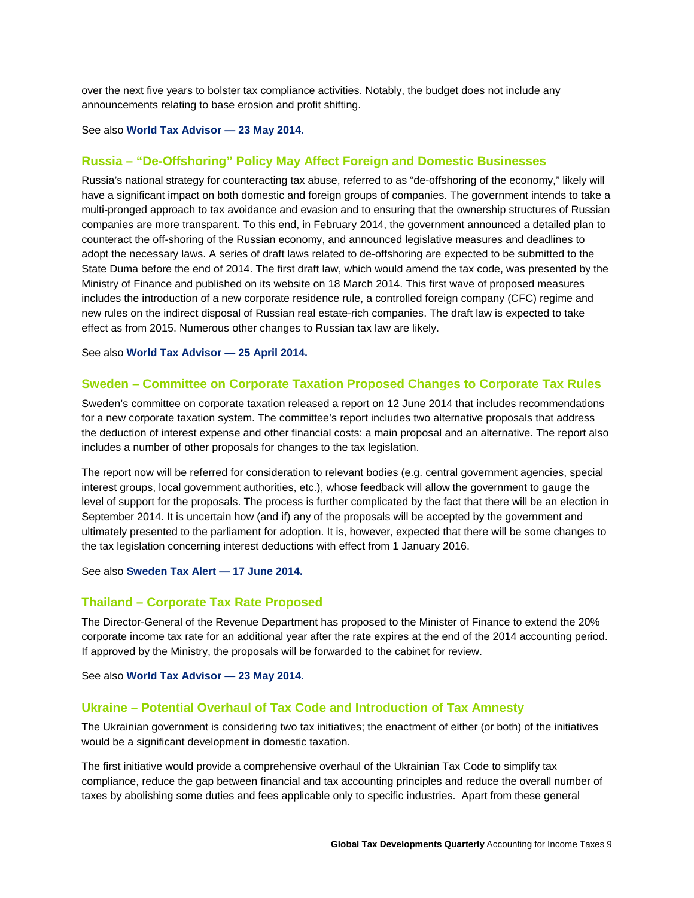over the next five years to bolster tax compliance activities. Notably, the budget does not include any announcements relating to base erosion and profit shifting.

See also **World Tax Advisor — 23 May 2014.**

### Russia – "De-Offshoring" Policy May Affect Foreign and Domestic Businesses

Russia's national strategy for counteracting tax abuse, referred to as "de-offshoring of the economy," likely will have a significant impact on both domestic and foreign groups of companies. The government intends to take a multi-pronged approach to tax avoidance and evasion and to ensuring that the ownership structures of Russian companies are more transparent. To this end, in February 2014, the government announced a detailed plan to counteract the off-shoring of the Russian economy, and announced legislative measures and deadlines to adopt the necessary laws. A series of draft laws related to de-offshoring are expected to be submitted to the State Duma before the end of 2014. The first draft law, which would amend the tax code, was presented by the Ministry of Finance and published on its website on 18 March 2014. This first wave of proposed measures includes the introduction of a new corporate residence rule, a controlled foreign company (CFC) regime and new rules on the indirect disposal of Russian real estate-rich companies. The draft law is expected to take effect as from 2015. Numerous other changes to Russian tax law are likely.

See also **World Tax Advisor — 25 April 2014.**

### Sweden – Committee on Corporate Taxation Proposed Changes to Corporate Tax Rules

Sweden's committee on corporate taxation released a report on 12 June 2014 that includes recommendations for a new corporate taxation system. The committee's report includes two alternative proposals that address the deduction of interest expense and other financial costs: a main proposal and an alternative. The report also includes a number of other proposals for changes to the tax legislation.

The report now will be referred for consideration to relevant bodies (e.g. central government agencies, special interest groups, local government authorities, etc.), whose feedback will allow the government to gauge the level of support for the proposals. The process is further complicated by the fact that there will be an election in September 2014. It is uncertain how (and if) any of the proposals will be accepted by the government and ultimately presented to the parliament for adoption. It is, however, expected that there will be some changes to the tax legislation concerning interest deductions with effect from 1 January 2016.

See also **Sweden Tax Alert — 17 June 2014.**

### Thailand – Corporate Tax Rate Proposed

The Director-General of the Revenue Department has proposed to the Minister of Finance to extend the 20% corporate income tax rate for an additional year after the rate expires at the end of the 2014 accounting period. If approved by the Ministry, the proposals will be forwarded to the cabinet for review.

See also **World Tax Advisor — 23 May 2014.**

### Ukraine – Potential Overhaul of Tax Code and Introduction of Tax Amnesty

The Ukrainian government is considering two tax initiatives; the enactment of either (or both) of the initiatives would be a significant development in domestic taxation.

The first initiative would provide a comprehensive overhaul of the Ukrainian Tax Code to simplify tax compliance, reduce the gap between financial and tax accounting principles and reduce the overall number of taxes by abolishing some duties and fees applicable only to specific industries. Apart from these general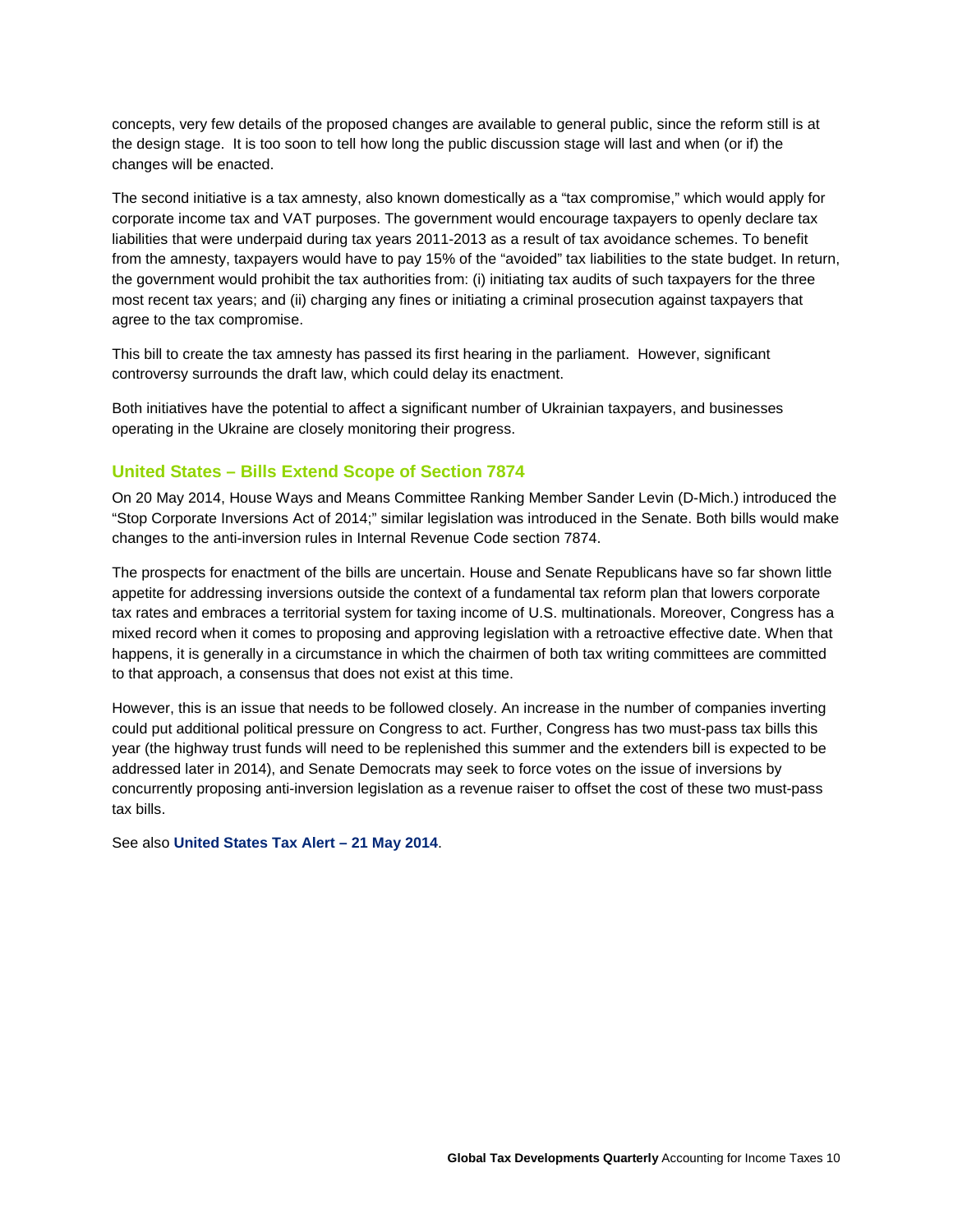concepts, very few details of the proposed changes are available to general public, since the reform still is at the design stage.  It is too soon to tell how long the public discussion stage will last and when (or if) the changes will be enacted.

The second initiative is a tax amnesty, also known domestically as a “tax compromise,” which would apply for corporate income tax and VAT purposes. The government would encourage taxpayers to openly declare tax liabilities that were underpaid during tax years 2011-2013 as a result of tax avoidance schemes. To benefit from the amnesty, taxpayers would have to pay 15% of the “avoided” tax liabilities to the state budget. In return, the government would prohibit the tax authorities from: (i) initiating tax audits of such taxpayers for the three most recent tax years; and (ii) charging any fines or initiating a criminal prosecution against taxpayers that agree to the tax compromise.

This bill to create the tax amnesty has passed its first hearing in the parliament.  However, significant controversy surrounds the draft law, which could delay its enactment.

Both initiatives have the potential to affect a significant number of Ukrainian taxpayers, and businesses operating in the Ukraine are closely monitoring their progress.

## United States – Bills Extend Scope of Section 7874

On 20 May 2014, House Ways and Means Committee Ranking Member Sander Levin (D-Mich.) introduced the “Stop Corporate Inversions Act of 2014;” similar legislation was introduced in the Senate. Both bills would make changes to the anti-inversion rules in Internal Revenue Code section 7874.

The prospects for enactment of the bills are uncertain. House and Senate Republicans have so far shown little appetite for addressing inversions outside the context of a fundamental tax reform plan that lowers corporate tax rates and embraces a territorial system for taxing income of U.S. multinationals. Moreover, Congress has a mixed record when it comes to proposing and approving legislation with a retroactive effective date. When that happens, it is generally in a circumstance in which the chairmen of both tax writing committees are committed to that approach, a consensus that does not exist at this time.

However, this is an issue that needs to be followed closely. An increase in the number of companies inverting could put additional political pressure on Congress to act. Further, Congress has two must-pass tax bills this year (the highway trust funds will need to be replenished this summer and the extenders bill is expected to be addressed later in 2014), and Senate Democrats may seek to force votes on the issue of inversions by concurrently proposing anti-inversion legislation as a revenue raiser to offset the cost of these two must-pass tax bills.

See also **United States Tax Alert – 21 May 2014**.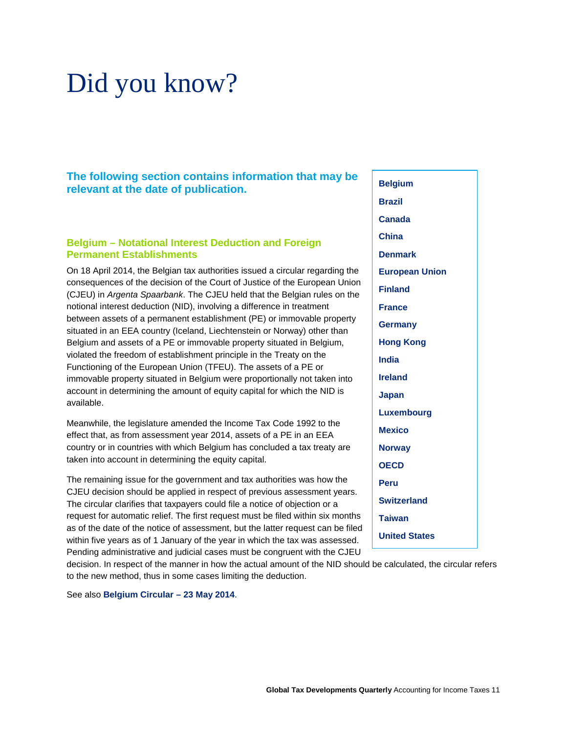# Did you know?

**The following section contains information that may be relevant at the date of publication.**

- **Belgium**
- **Brazil**
- **Canada**
- **China**
- **Denmark**
- **European Union**
- **Finland**
- **France**
- **Germany**
- **Hong Kong**
- **India**
- **Ireland**
- **Japan**
- **Luxembourg**
- **Mexico**
- **Norway**
- **OECD**
- **Peru**
- **Switzerland**
- **Taiwan**
- **United States**

## Belgium – Notational Interest Deduction and Foreign Permanent Establishments

On 18 April 2014, the Belgian tax authorities issued a circular regarding the consequences of the decision of the Court of Justice of the European Union (CJEU) in *Argenta Spaarbank*. The CJEU held that the Belgian rules on the notional interest deduction (NID), involving a difference in treatment between assets of a permanent establishment (PE) or immovable property situated in an EEA country (Iceland, Liechtenstein or Norway) other than Belgium and assets of a PE or immovable property situated in Belgium, violated the freedom of establishment principle in the Treaty on the Functioning of the European Union (TFEU). The assets of a PE or immovable property situated in Belgium were proportionally not taken into account in determining the amount of equity capital for which the NID is available.

Meanwhile, the legislature amended the Income Tax Code 1992 to the effect that, as from assessment year 2014, assets of a PE in an EEA country or in countries with which Belgium has concluded a tax treaty are taken into account in determining the equity capital.

The remaining issue for the government and tax authorities was how the CJEU decision should be applied in respect of previous assessment years. The circular clarifies that taxpayers could file a notice of objection or a request for automatic relief. The first request must be filed within six months as of the date of the notice of assessment, but the latter request can be filed within five years as of 1 January of the year in which the tax was assessed. Pending administrative and judicial cases must be congruent with the CJEU decision. In respect of the manner in how the actual amount of the NID should be calculated, the circular refers to the new method, thus in some cases limiting the deduction.

See also **Belgium Circular – 23 May 2014**.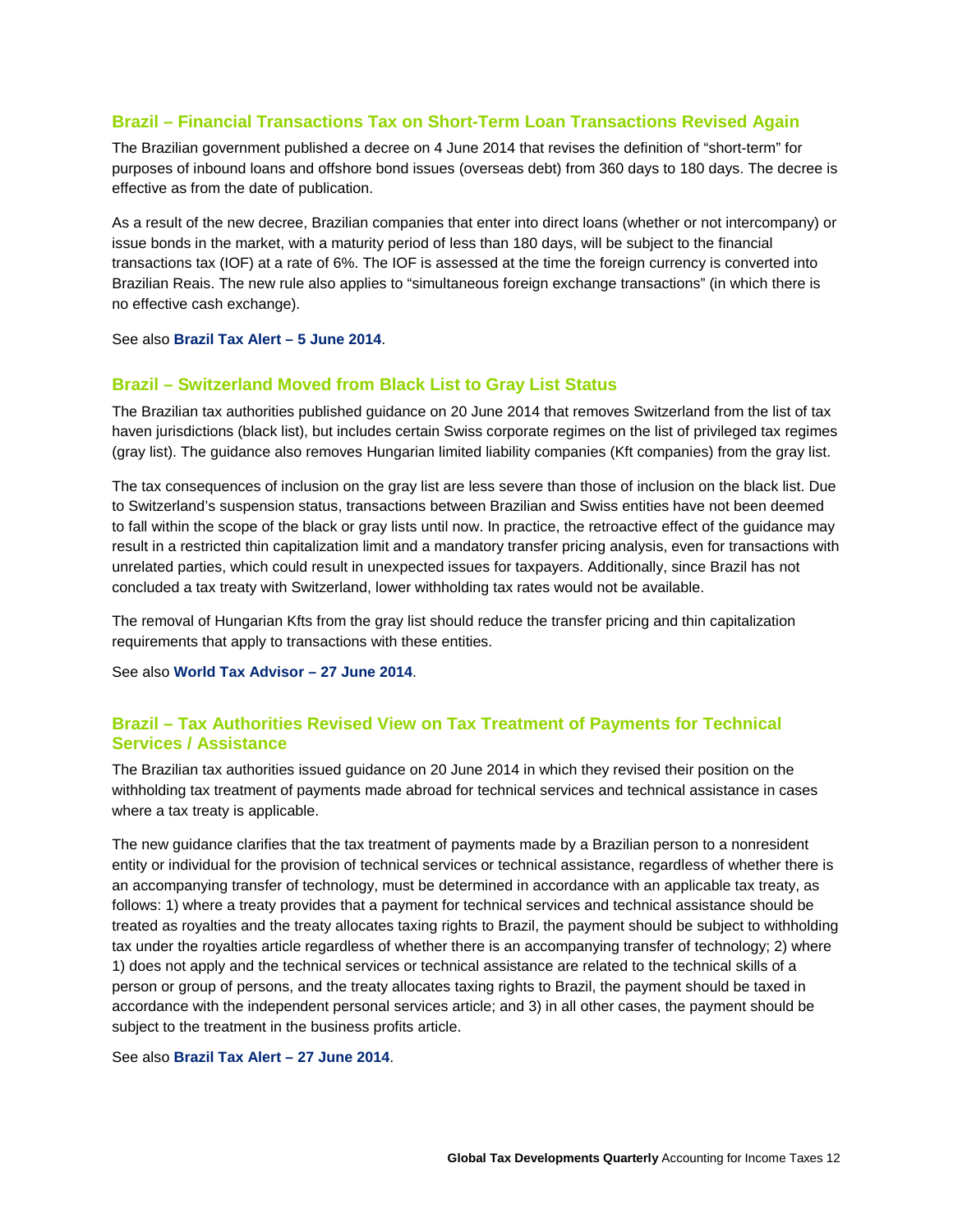## Brazil – Financial Transactions Tax on Short-Term Loan Transactions Revised Again

The Brazilian government published a decree on 4 June 2014 that revises the definition of "short-term" for purposes of inbound loans and offshore bond issues (overseas debt) from 360 days to 180 days. The decree is effective as from the date of publication.

As a result of the new decree, Brazilian companies that enter into direct loans (whether or not intercompany) or issue bonds in the market, with a maturity period of less than 180 days, will be subject to the financial transactions tax (IOF) at a rate of 6%. The IOF is assessed at the time the foreign currency is converted into Brazilian Reais. The new rule also applies to "simultaneous foreign exchange transactions" (in which there is no effective cash exchange).

See also **Brazil Tax Alert – 5 June 2014**.

## Brazil – Switzerland Moved from Black List to Gray List Status

The Brazilian tax authorities published guidance on 20 June 2014 that removes Switzerland from the list of tax haven jurisdictions (black list), but includes certain Swiss corporate regimes on the list of privileged tax regimes (gray list). The guidance also removes Hungarian limited liability companies (Kft companies) from the gray list.

The tax consequences of inclusion on the gray list are less severe than those of inclusion on the black list. Due to Switzerland's suspension status, transactions between Brazilian and Swiss entities have not been deemed to fall within the scope of the black or gray lists until now. In practice, the retroactive effect of the guidance may result in a restricted thin capitalization limit and a mandatory transfer pricing analysis, even for transactions with unrelated parties, which could result in unexpected issues for taxpayers. Additionally, since Brazil has not concluded a tax treaty with Switzerland, lower withholding tax rates would not be available.

The removal of Hungarian Kfts from the gray list should reduce the transfer pricing and thin capitalization requirements that apply to transactions with these entities.

See also **World Tax Advisor – 27 June 2014**.

## Brazil – Tax Authorities Revised View on Tax Treatment of Payments for Technical Services / Assistance

The Brazilian tax authorities issued guidance on 20 June 2014 in which they revised their position on the withholding tax treatment of payments made abroad for technical services and technical assistance in cases where a tax treaty is applicable.

The new guidance clarifies that the tax treatment of payments made by a Brazilian person to a nonresident entity or individual for the provision of technical services or technical assistance, regardless of whether there is an accompanying transfer of technology, must be determined in accordance with an applicable tax treaty, as follows: 1) where a treaty provides that a payment for technical services and technical assistance should be treated as royalties and the treaty allocates taxing rights to Brazil, the payment should be subject to withholding tax under the royalties article regardless of whether there is an accompanying transfer of technology; 2) where 1) does not apply and the technical services or technical assistance are related to the technical skills of a person or group of persons, and the treaty allocates taxing rights to Brazil, the payment should be taxed in accordance with the independent personal services article; and 3) in all other cases, the payment should be subject to the treatment in the business profits article.

See also **Brazil Tax Alert – 27 June 2014**.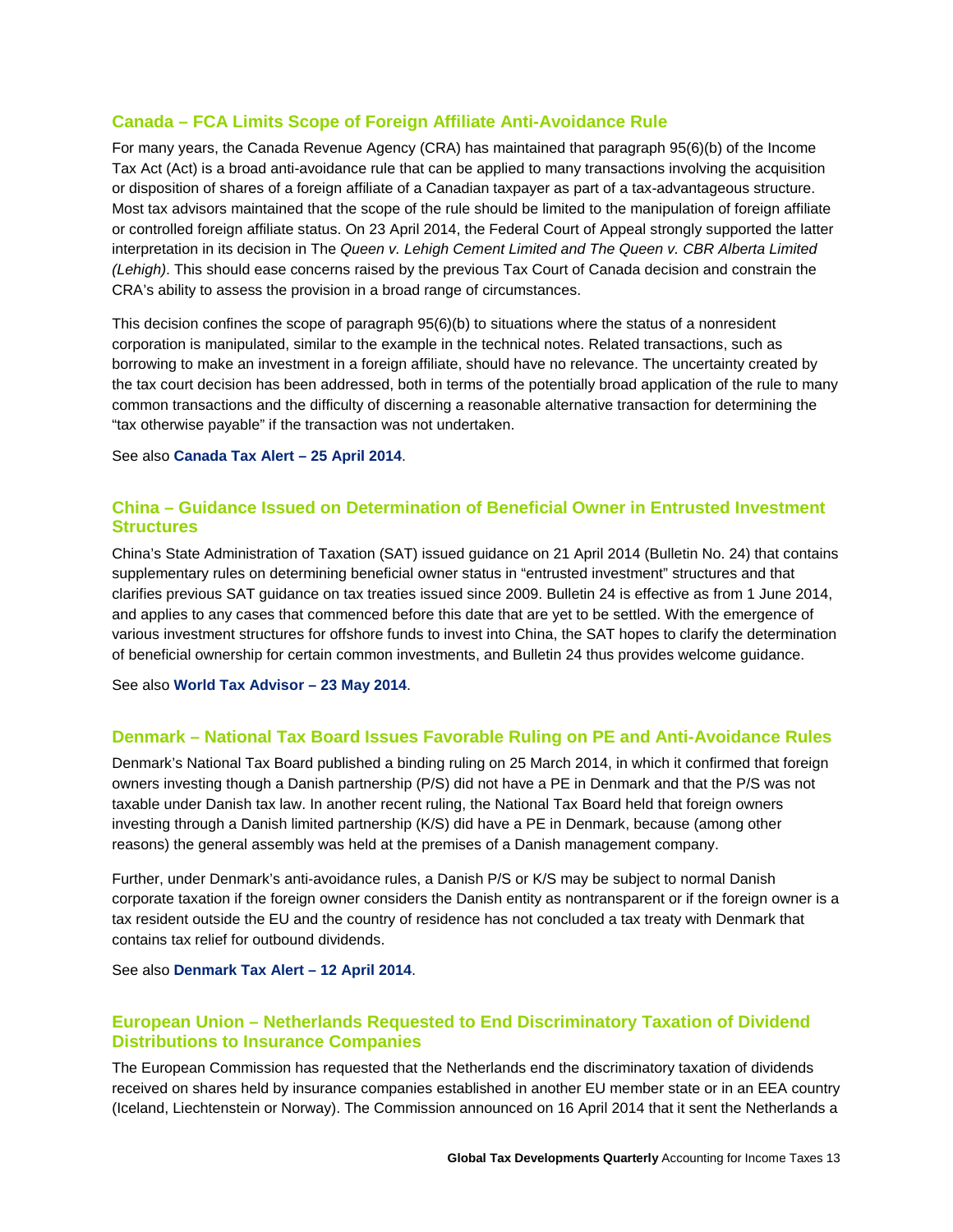## Canada – FCA Limits Scope of Foreign Affiliate Anti-Avoidance Rule

For many years, the Canada Revenue Agency (CRA) has maintained that paragraph 95(6)(b) of the Income Tax Act (Act) is a broad anti-avoidance rule that can be applied to many transactions involving the acquisition or disposition of shares of a foreign affiliate of a Canadian taxpayer as part of a tax-advantageous structure. Most tax advisors maintained that the scope of the rule should be limited to the manipulation of foreign affiliate or controlled foreign affiliate status. On 23 April 2014, the Federal Court of Appeal strongly supported the latter interpretation in its decision in The *Queen v. Lehigh Cement Limited and The Queen v. CBR Alberta Limited (Lehigh)*. This should ease concerns raised by the previous Tax Court of Canada decision and constrain the CRA's ability to assess the provision in a broad range of circumstances.

This decision confines the scope of paragraph 95(6)(b) to situations where the status of a nonresident corporation is manipulated, similar to the example in the technical notes. Related transactions, such as borrowing to make an investment in a foreign affiliate, should have no relevance. The uncertainty created by the tax court decision has been addressed, both in terms of the potentially broad application of the rule to many common transactions and the difficulty of discerning a reasonable alternative transaction for determining the "tax otherwise payable" if the transaction was not undertaken.

See also **Canada Tax Alert – 25 April 2014**.

## China – Guidance Issued on Determination of Beneficial Owner in Entrusted Investment Structures

China's State Administration of Taxation (SAT) issued guidance on 21 April 2014 (Bulletin No. 24) that contains supplementary rules on determining beneficial owner status in "entrusted investment" structures and that clarifies previous SAT guidance on tax treaties issued since 2009. Bulletin 24 is effective as from 1 June 2014, and applies to any cases that commenced before this date that are yet to be settled. With the emergence of various investment structures for offshore funds to invest into China, the SAT hopes to clarify the determination of beneficial ownership for certain common investments, and Bulletin 24 thus provides welcome guidance.

See also **World Tax Advisor – 23 May 2014**.

## Denmark – National Tax Board Issues Favorable Ruling on PE and Anti-Avoidance Rules

Denmark's National Tax Board published a binding ruling on 25 March 2014, in which it confirmed that foreign owners investing though a Danish partnership (P/S) did not have a PE in Denmark and that the P/S was not taxable under Danish tax law. In another recent ruling, the National Tax Board held that foreign owners investing through a Danish limited partnership (K/S) did have a PE in Denmark, because (among other reasons) the general assembly was held at the premises of a Danish management company.

Further, under Denmark's anti-avoidance rules, a Danish P/S or K/S may be subject to normal Danish corporate taxation if the foreign owner considers the Danish entity as nontransparent or if the foreign owner is a tax resident outside the EU and the country of residence has not concluded a tax treaty with Denmark that contains tax relief for outbound dividends.

See also **Denmark Tax Alert – 12 April 2014**.

## European Union – Netherlands Requested to End Discriminatory Taxation of Dividend Distributions to Insurance Companies

The European Commission has requested that the Netherlands end the discriminatory taxation of dividends received on shares held by insurance companies established in another EU member state or in an EEA country (Iceland, Liechtenstein or Norway). The Commission announced on 16 April 2014 that it sent the Netherlands a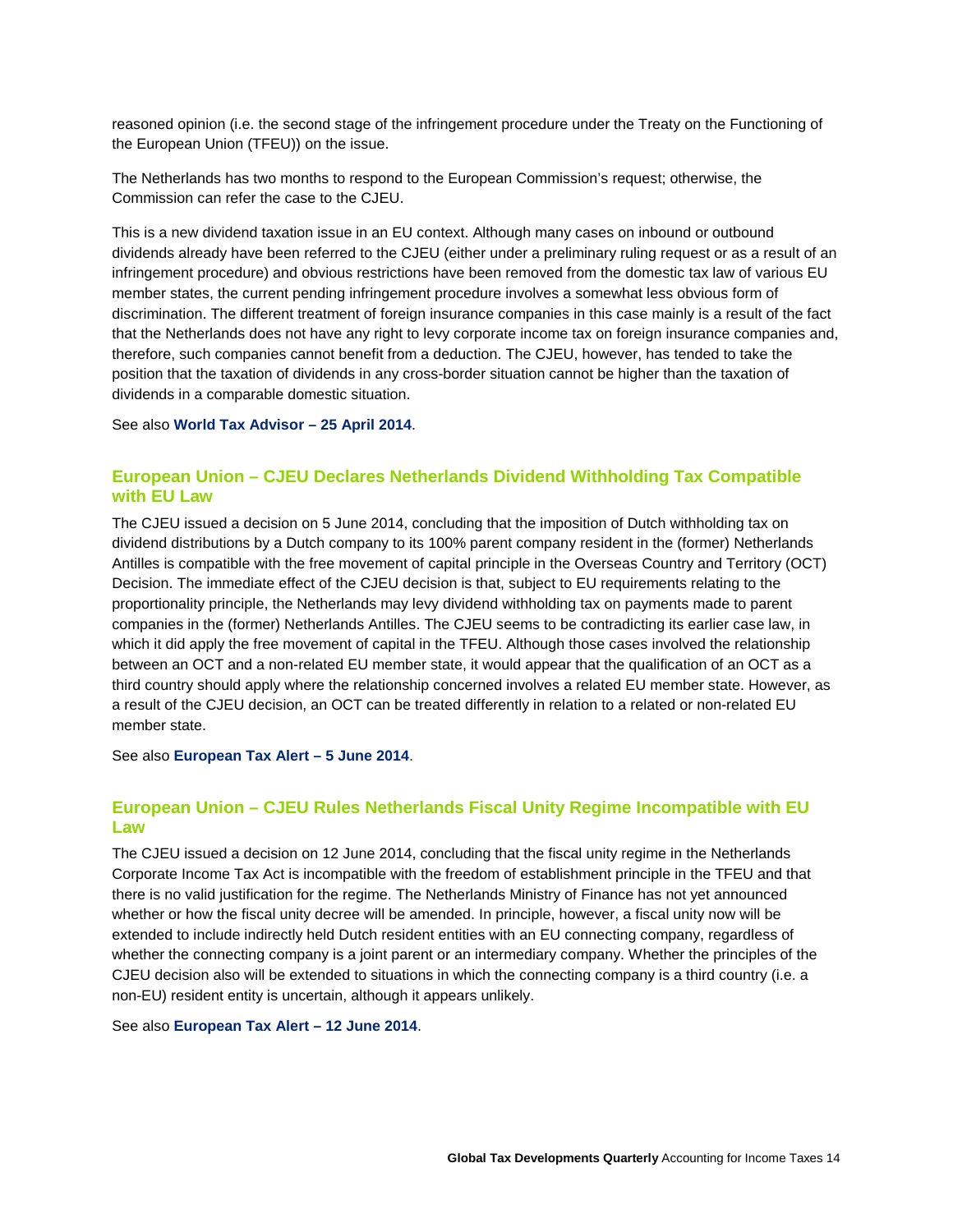reasoned opinion (i.e. the second stage of the infringement procedure under the Treaty on the Functioning of the European Union (TFEU)) on the issue.

The Netherlands has two months to respond to the European Commission's request; otherwise, the Commission can refer the case to the CJEU.

This is a new dividend taxation issue in an EU context. Although many cases on inbound or outbound dividends already have been referred to the CJEU (either under a preliminary ruling request or as a result of an infringement procedure) and obvious restrictions have been removed from the domestic tax law of various EU member states, the current pending infringement procedure involves a somewhat less obvious form of discrimination. The different treatment of foreign insurance companies in this case mainly is a result of the fact that the Netherlands does not have any right to levy corporate income tax on foreign insurance companies and, therefore, such companies cannot benefit from a deduction. The CJEU, however, has tended to take the position that the taxation of dividends in any cross-border situation cannot be higher than the taxation of dividends in a comparable domestic situation.

See also **World Tax Advisor – 25 April 2014**.

## European Union – CJEU Declares Netherlands Dividend Withholding Tax Compatible with EU Law

The CJEU issued a decision on 5 June 2014, concluding that the imposition of Dutch withholding tax on dividend distributions by a Dutch company to its 100% parent company resident in the (former) Netherlands Antilles is compatible with the free movement of capital principle in the Overseas Country and Territory (OCT) Decision. The immediate effect of the CJEU decision is that, subject to EU requirements relating to the proportionality principle, the Netherlands may levy dividend withholding tax on payments made to parent companies in the (former) Netherlands Antilles. The CJEU seems to be contradicting its earlier case law, in which it did apply the free movement of capital in the TFEU. Although those cases involved the relationship between an OCT and a non-related EU member state, it would appear that the qualification of an OCT as a third country should apply where the relationship concerned involves a related EU member state. However, as a result of the CJEU decision, an OCT can be treated differently in relation to a related or non-related EU member state.

See also **European Tax Alert – 5 June 2014**.

## European Union – CJEU Rules Netherlands Fiscal Unity Regime Incompatible with EU Law

The CJEU issued a decision on 12 June 2014, concluding that the fiscal unity regime in the Netherlands Corporate Income Tax Act is incompatible with the freedom of establishment principle in the TFEU and that there is no valid justification for the regime. The Netherlands Ministry of Finance has not yet announced whether or how the fiscal unity decree will be amended. In principle, however, a fiscal unity now will be extended to include indirectly held Dutch resident entities with an EU connecting company, regardless of whether the connecting company is a joint parent or an intermediary company. Whether the principles of the CJEU decision also will be extended to situations in which the connecting company is a third country (i.e. a non-EU) resident entity is uncertain, although it appears unlikely.

See also **European Tax Alert – 12 June 2014**.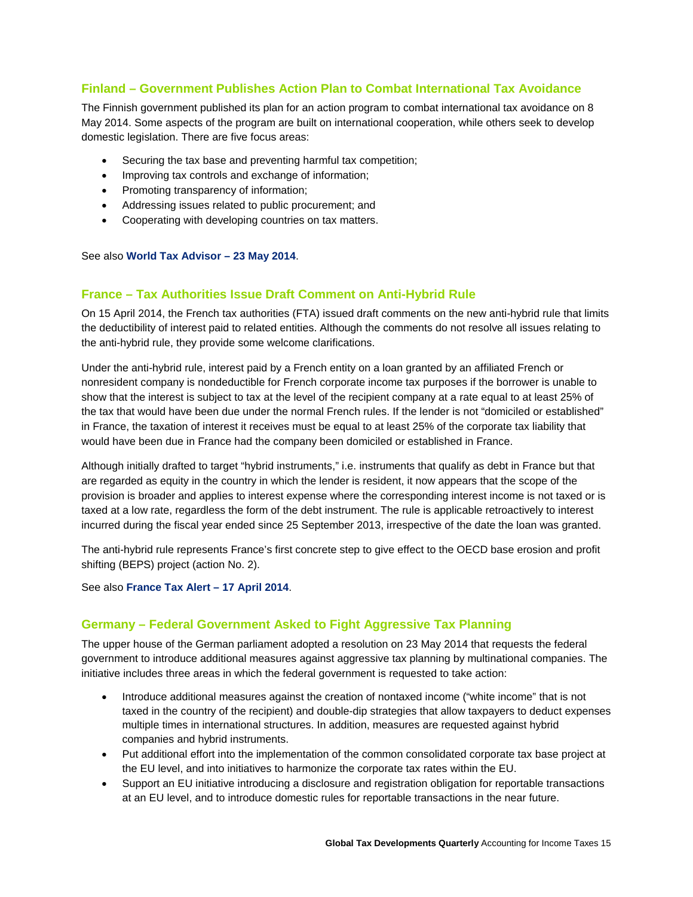## Finland – Government Publishes Action Plan to Combat International Tax Avoidance

The Finnish government published its plan for an action program to combat international tax avoidance on 8 May 2014. Some aspects of the program are built on international cooperation, while others seek to develop domestic legislation. There are five focus areas:

- Securing the tax base and preventing harmful tax competition;
- Improving tax controls and exchange of information;
- Promoting transparency of information;
- Addressing issues related to public procurement; and
- Cooperating with developing countries on tax matters.

See also **World Tax Advisor – 23 May 2014**.

## France – Tax Authorities Issue Draft Comment on Anti-Hybrid Rule

On 15 April 2014, the French tax authorities (FTA) issued draft comments on the new anti-hybrid rule that limits the deductibility of interest paid to related entities. Although the comments do not resolve all issues relating to the anti-hybrid rule, they provide some welcome clarifications.

Under the anti-hybrid rule, interest paid by a French entity on a loan granted by an affiliated French or nonresident company is nondeductible for French corporate income tax purposes if the borrower is unable to show that the interest is subject to tax at the level of the recipient company at a rate equal to at least 25% of the tax that would have been due under the normal French rules. If the lender is not "domiciled or established" in France, the taxation of interest it receives must be equal to at least 25% of the corporate tax liability that would have been due in France had the company been domiciled or established in France.

Although initially drafted to target "hybrid instruments," i.e. instruments that qualify as debt in France but that are regarded as equity in the country in which the lender is resident, it now appears that the scope of the provision is broader and applies to interest expense where the corresponding interest income is not taxed or is taxed at a low rate, regardless the form of the debt instrument. The rule is applicable retroactively to interest incurred during the fiscal year ended since 25 September 2013, irrespective of the date the loan was granted.

The anti-hybrid rule represents France's first concrete step to give effect to the OECD base erosion and profit shifting (BEPS) project (action No. 2).

See also **France Tax Alert – 17 April 2014**.

## Germany – Federal Government Asked to Fight Aggressive Tax Planning

The upper house of the German parliament adopted a resolution on 23 May 2014 that requests the federal government to introduce additional measures against aggressive tax planning by multinational companies. The initiative includes three areas in which the federal government is requested to take action:

- Introduce additional measures against the creation of nontaxed income ("white income" that is not taxed in the country of the recipient) and double-dip strategies that allow taxpayers to deduct expenses multiple times in international structures. In addition, measures are requested against hybrid companies and hybrid instruments.
- Put additional effort into the implementation of the common consolidated corporate tax base project at the EU level, and into initiatives to harmonize the corporate tax rates within the EU.
- Support an EU initiative introducing a disclosure and registration obligation for reportable transactions at an EU level, and to introduce domestic rules for reportable transactions in the near future.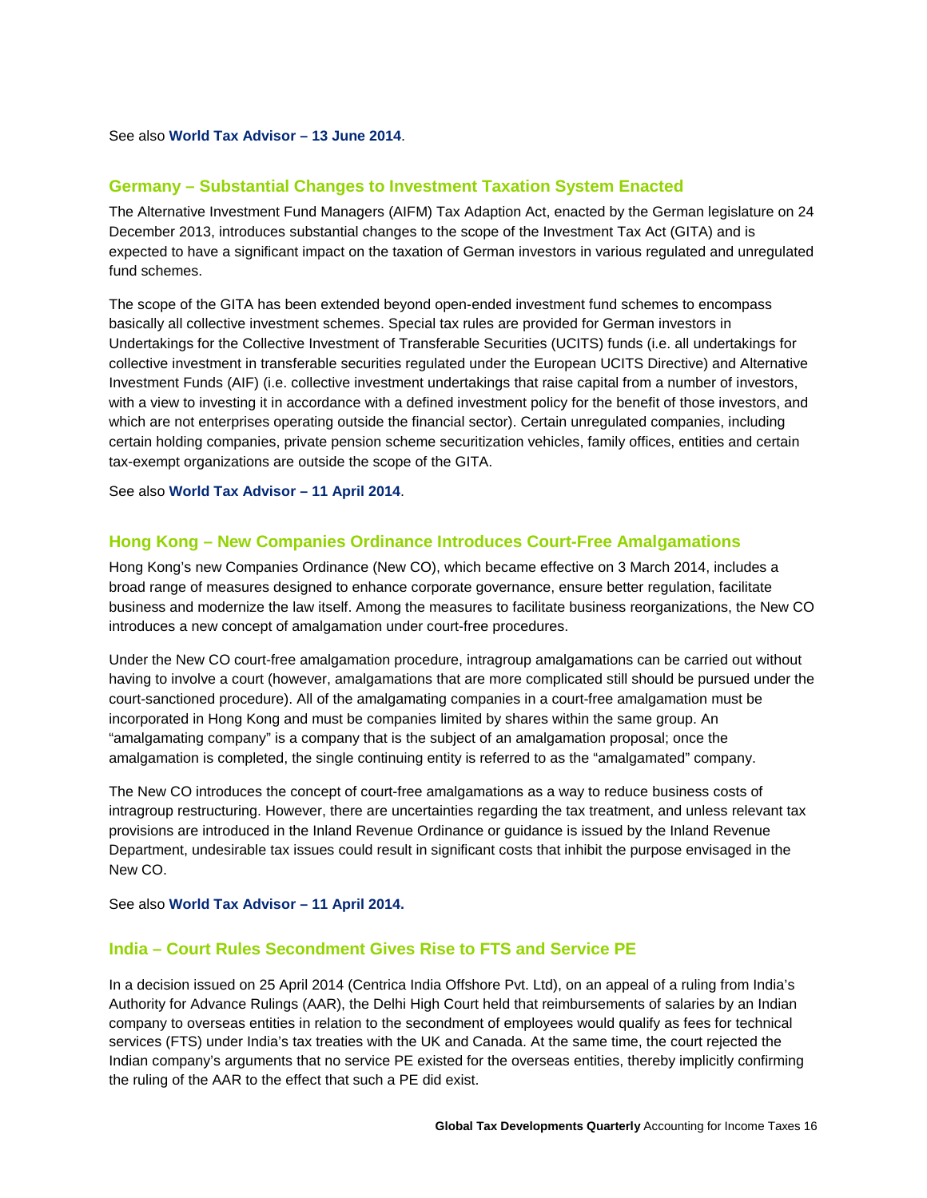See also **World Tax Advisor – 13 June 2014**.

## Germany – Substantial Changes to Investment Taxation System Enacted

The Alternative Investment Fund Managers (AIFM) Tax Adaption Act, enacted by the German legislature on 24 December 2013, introduces substantial changes to the scope of the Investment Tax Act (GITA) and is expected to have a significant impact on the taxation of German investors in various regulated and unregulated fund schemes.

The scope of the GITA has been extended beyond open-ended investment fund schemes to encompass basically all collective investment schemes. Special tax rules are provided for German investors in Undertakings for the Collective Investment of Transferable Securities (UCITS) funds (i.e. all undertakings for collective investment in transferable securities regulated under the European UCITS Directive) and Alternative Investment Funds (AIF) (i.e. collective investment undertakings that raise capital from a number of investors, with a view to investing it in accordance with a defined investment policy for the benefit of those investors, and which are not enterprises operating outside the financial sector). Certain unregulated companies, including certain holding companies, private pension scheme securitization vehicles, family offices, entities and certain tax-exempt organizations are outside the scope of the GITA.

See also **World Tax Advisor – 11 April 2014**.

## Hong Kong – New Companies Ordinance Introduces Court-Free Amalgamations

Hong Kong's new Companies Ordinance (New CO), which became effective on 3 March 2014, includes a broad range of measures designed to enhance corporate governance, ensure better regulation, facilitate business and modernize the law itself. Among the measures to facilitate business reorganizations, the New CO introduces a new concept of amalgamation under court-free procedures.

Under the New CO court-free amalgamation procedure, intragroup amalgamations can be carried out without having to involve a court (however, amalgamations that are more complicated still should be pursued under the court-sanctioned procedure). All of the amalgamating companies in a court-free amalgamation must be incorporated in Hong Kong and must be companies limited by shares within the same group. An "amalgamating company" is a company that is the subject of an amalgamation proposal; once the amalgamation is completed, the single continuing entity is referred to as the "amalgamated" company.

The New CO introduces the concept of court-free amalgamations as a way to reduce business costs of intragroup restructuring. However, there are uncertainties regarding the tax treatment, and unless relevant tax provisions are introduced in the Inland Revenue Ordinance or guidance is issued by the Inland Revenue Department, undesirable tax issues could result in significant costs that inhibit the purpose envisaged in the New CO.

See also **World Tax Advisor – 11 April 2014.**

## India – Court Rules Secondment Gives Rise to FTS and Service PE

In a decision issued on 25 April 2014 (Centrica India Offshore Pvt. Ltd), on an appeal of a ruling from India's Authority for Advance Rulings (AAR), the Delhi High Court held that reimbursements of salaries by an Indian company to overseas entities in relation to the secondment of employees would qualify as fees for technical services (FTS) under India's tax treaties with the UK and Canada. At the same time, the court rejected the Indian company's arguments that no service PE existed for the overseas entities, thereby implicitly confirming the ruling of the AAR to the effect that such a PE did exist.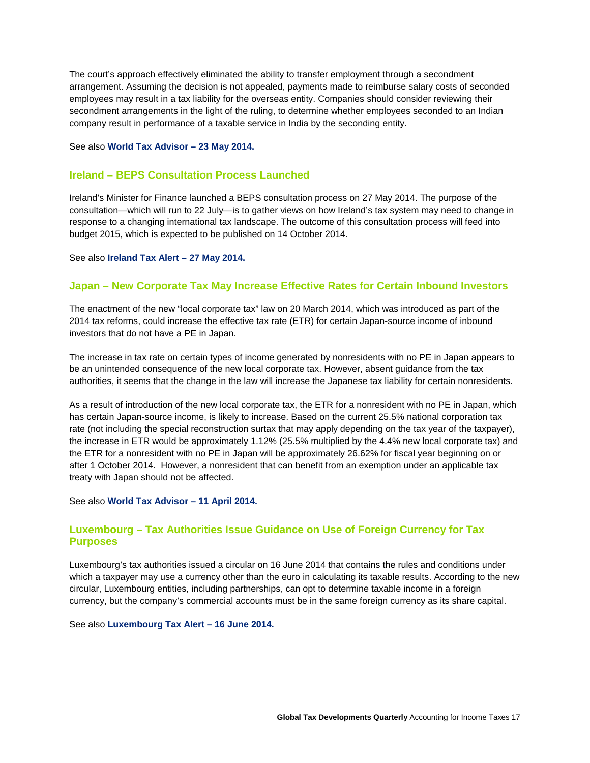The court's approach effectively eliminated the ability to transfer employment through a secondment arrangement. Assuming the decision is not appealed, payments made to reimburse salary costs of seconded employees may result in a tax liability for the overseas entity. Companies should consider reviewing their secondment arrangements in the light of the ruling, to determine whether employees seconded to an Indian company result in performance of a taxable service in India by the seconding entity.

See also **World Tax Advisor – 23 May 2014.**

## Ireland – BEPS Consultation Process Launched

Ireland's Minister for Finance launched a BEPS consultation process on 27 May 2014. The purpose of the consultation—which will run to 22 July—is to gather views on how Ireland's tax system may need to change in response to a changing international tax landscape. The outcome of this consultation process will feed into budget 2015, which is expected to be published on 14 October 2014.

See also **Ireland Tax Alert – 27 May 2014.**

## Japan – New Corporate Tax May Increase Effective Rates for Certain Inbound Investors

The enactment of the new "local corporate tax" law on 20 March 2014, which was introduced as part of the 2014 tax reforms, could increase the effective tax rate (ETR) for certain Japan-source income of inbound investors that do not have a PE in Japan.

The increase in tax rate on certain types of income generated by nonresidents with no PE in Japan appears to be an unintended consequence of the new local corporate tax. However, absent guidance from the tax authorities, it seems that the change in the law will increase the Japanese tax liability for certain nonresidents.

As a result of introduction of the new local corporate tax, the ETR for a nonresident with no PE in Japan, which has certain Japan-source income, is likely to increase. Based on the current 25.5% national corporation tax rate (not including the special reconstruction surtax that may apply depending on the tax year of the taxpayer), the increase in ETR would be approximately 1.12% (25.5% multiplied by the 4.4% new local corporate tax) and the ETR for a nonresident with no PE in Japan will be approximately 26.62% for fiscal year beginning on or after 1 October 2014. However, a nonresident that can benefit from an exemption under an applicable tax treaty with Japan should not be affected.

See also **World Tax Advisor – 11 April 2014.**

## Luxembourg – Tax Authorities Issue Guidance on Use of Foreign Currency for Tax Purposes

Luxembourg's tax authorities issued a circular on 16 June 2014 that contains the rules and conditions under which a taxpayer may use a currency other than the euro in calculating its taxable results. According to the new circular, Luxembourg entities, including partnerships, can opt to determine taxable income in a foreign currency, but the company's commercial accounts must be in the same foreign currency as its share capital.

See also **Luxembourg Tax Alert – 16 June 2014.**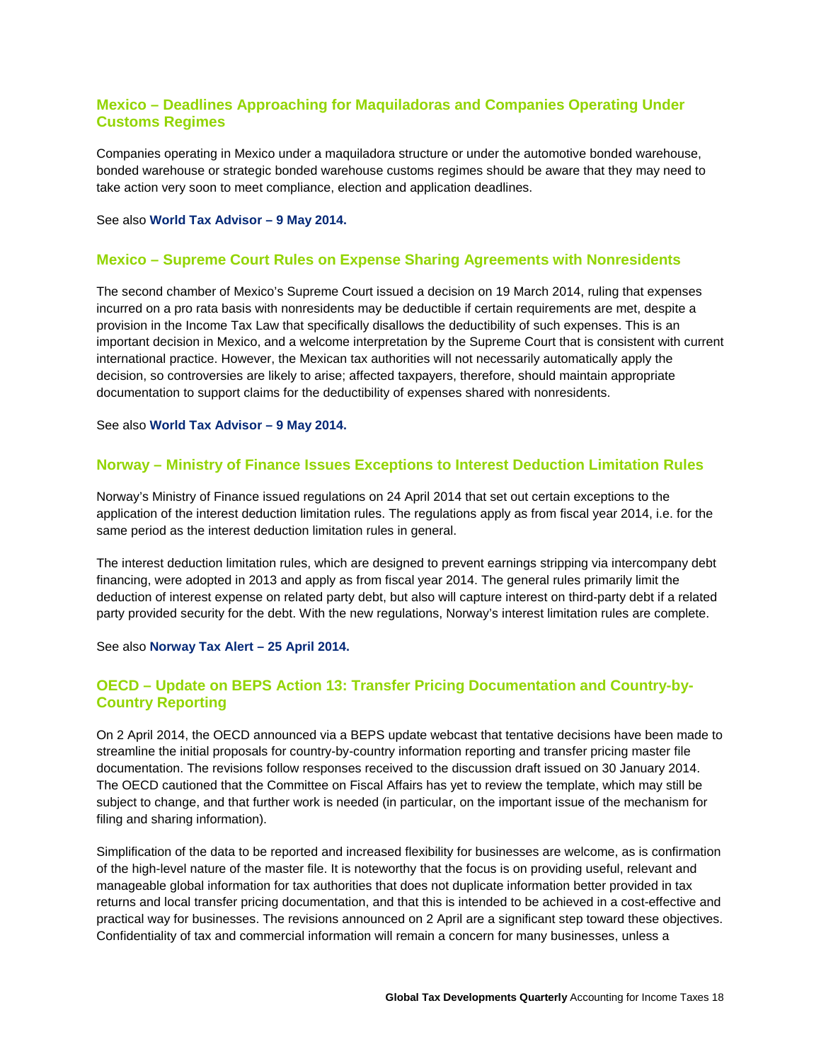## Mexico – Deadlines Approaching for Maquiladoras and Companies Operating Under Customs Regimes

Companies operating in Mexico under a maquiladora structure or under the automotive bonded warehouse, bonded warehouse or strategic bonded warehouse customs regimes should be aware that they may need to take action very soon to meet compliance, election and application deadlines.

See also **World Tax Advisor – 9 May 2014.**

## Mexico – Supreme Court Rules on Expense Sharing Agreements with Nonresidents

The second chamber of Mexico's Supreme Court issued a decision on 19 March 2014, ruling that expenses incurred on a pro rata basis with nonresidents may be deductible if certain requirements are met, despite a provision in the Income Tax Law that specifically disallows the deductibility of such expenses. This is an important decision in Mexico, and a welcome interpretation by the Supreme Court that is consistent with current international practice. However, the Mexican tax authorities will not necessarily automatically apply the decision, so controversies are likely to arise; affected taxpayers, therefore, should maintain appropriate documentation to support claims for the deductibility of expenses shared with nonresidents.

See also **World Tax Advisor – 9 May 2014.**

## Norway – Ministry of Finance Issues Exceptions to Interest Deduction Limitation Rules

Norway's Ministry of Finance issued regulations on 24 April 2014 that set out certain exceptions to the application of the interest deduction limitation rules. The regulations apply as from fiscal year 2014, i.e. for the same period as the interest deduction limitation rules in general.

The interest deduction limitation rules, which are designed to prevent earnings stripping via intercompany debt financing, were adopted in 2013 and apply as from fiscal year 2014. The general rules primarily limit the deduction of interest expense on related party debt, but also will capture interest on third-party debt if a related party provided security for the debt. With the new regulations, Norway's interest limitation rules are complete.

See also **Norway Tax Alert – 25 April 2014.**

## OECD – Update on BEPS Action 13: Transfer Pricing Documentation and Country-by-Country Reporting

On 2 April 2014, the OECD announced via a BEPS update webcast that tentative decisions have been made to streamline the initial proposals for country-by-country information reporting and transfer pricing master file documentation. The revisions follow responses received to the discussion draft issued on 30 January 2014. The OECD cautioned that the Committee on Fiscal Affairs has yet to review the template, which may still be subject to change, and that further work is needed (in particular, on the important issue of the mechanism for filing and sharing information).

Simplification of the data to be reported and increased flexibility for businesses are welcome, as is confirmation of the high-level nature of the master file. It is noteworthy that the focus is on providing useful, relevant and manageable global information for tax authorities that does not duplicate information better provided in tax returns and local transfer pricing documentation, and that this is intended to be achieved in a cost-effective and practical way for businesses. The revisions announced on 2 April are a significant step toward these objectives. Confidentiality of tax and commercial information will remain a concern for many businesses, unless a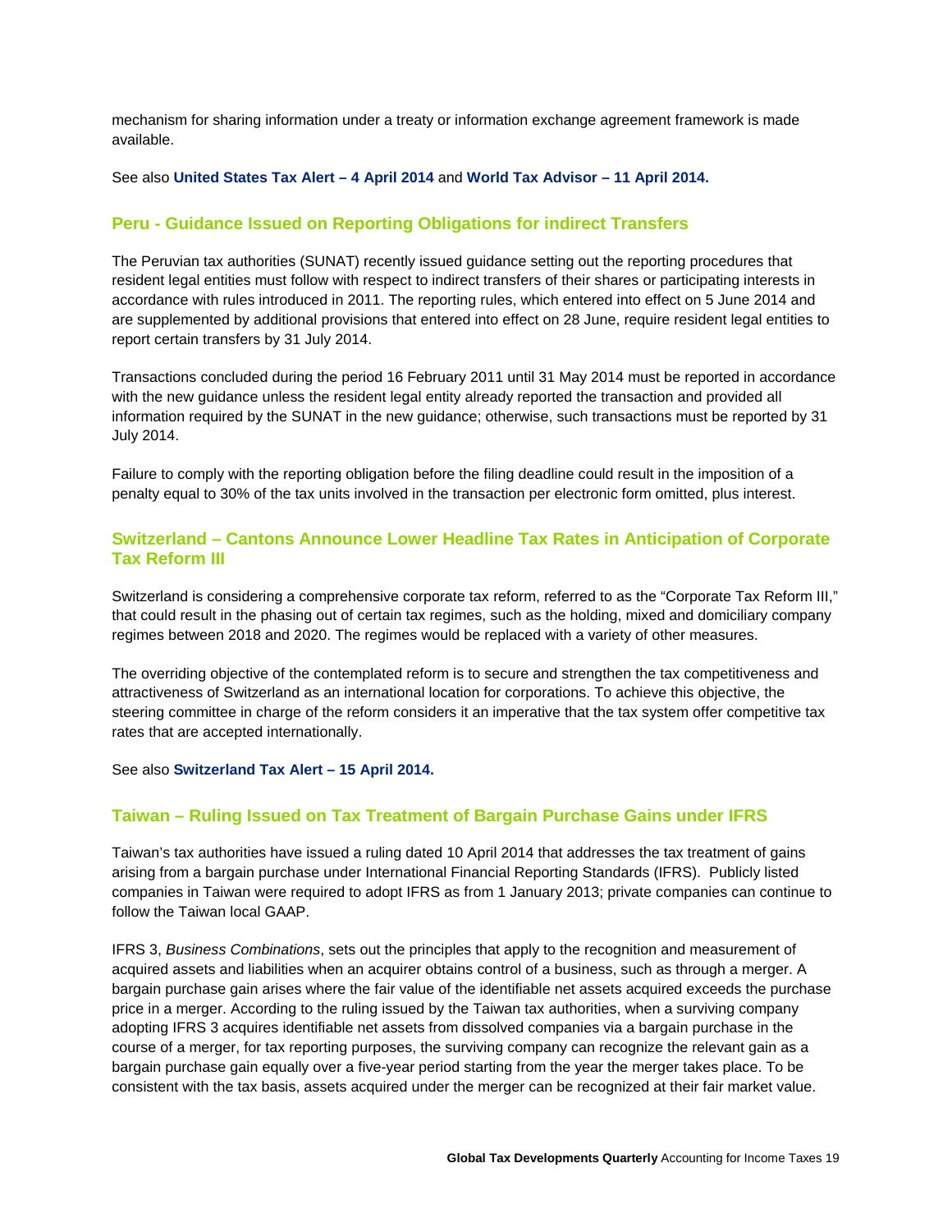mechanism for sharing information under a treaty or information exchange agreement framework is made available.

See also **United States Tax Alert – 4 April 2014** and **World Tax Advisor – 11 April 2014.**

## Peru - Guidance Issued on Reporting Obligations for indirect Transfers

The Peruvian tax authorities (SUNAT) recently issued guidance setting out the reporting procedures that resident legal entities must follow with respect to indirect transfers of their shares or participating interests in accordance with rules introduced in 2011. The reporting rules, which entered into effect on 5 June 2014 and are supplemented by additional provisions that entered into effect on 28 June, require resident legal entities to report certain transfers by 31 July 2014.

Transactions concluded during the period 16 February 2011 until 31 May 2014 must be reported in accordance with the new guidance unless the resident legal entity already reported the transaction and provided all information required by the SUNAT in the new guidance; otherwise, such transactions must be reported by 31 July 2014.

Failure to comply with the reporting obligation before the filing deadline could result in the imposition of a penalty equal to 30% of the tax units involved in the transaction per electronic form omitted, plus interest.

## Switzerland – Cantons Announce Lower Headline Tax Rates in Anticipation of Corporate Tax Reform III

Switzerland is considering a comprehensive corporate tax reform, referred to as the "Corporate Tax Reform III," that could result in the phasing out of certain tax regimes, such as the holding, mixed and domiciliary company regimes between 2018 and 2020. The regimes would be replaced with a variety of other measures.

The overriding objective of the contemplated reform is to secure and strengthen the tax competitiveness and attractiveness of Switzerland as an international location for corporations. To achieve this objective, the steering committee in charge of the reform considers it an imperative that the tax system offer competitive tax rates that are accepted internationally.

See also **Switzerland Tax Alert – 15 April 2014.**

## Taiwan – Ruling Issued on Tax Treatment of Bargain Purchase Gains under IFRS

Taiwan's tax authorities have issued a ruling dated 10 April 2014 that addresses the tax treatment of gains arising from a bargain purchase under International Financial Reporting Standards (IFRS). Publicly listed companies in Taiwan were required to adopt IFRS as from 1 January 2013; private companies can continue to follow the Taiwan local GAAP.

IFRS 3, *Business Combinations*, sets out the principles that apply to the recognition and measurement of acquired assets and liabilities when an acquirer obtains control of a business, such as through a merger. A bargain purchase gain arises where the fair value of the identifiable net assets acquired exceeds the purchase price in a merger. According to the ruling issued by the Taiwan tax authorities, when a surviving company adopting IFRS 3 acquires identifiable net assets from dissolved companies via a bargain purchase in the course of a merger, for tax reporting purposes, the surviving company can recognize the relevant gain as a bargain purchase gain equally over a five-year period starting from the year the merger takes place. To be consistent with the tax basis, assets acquired under the merger can be recognized at their fair market value.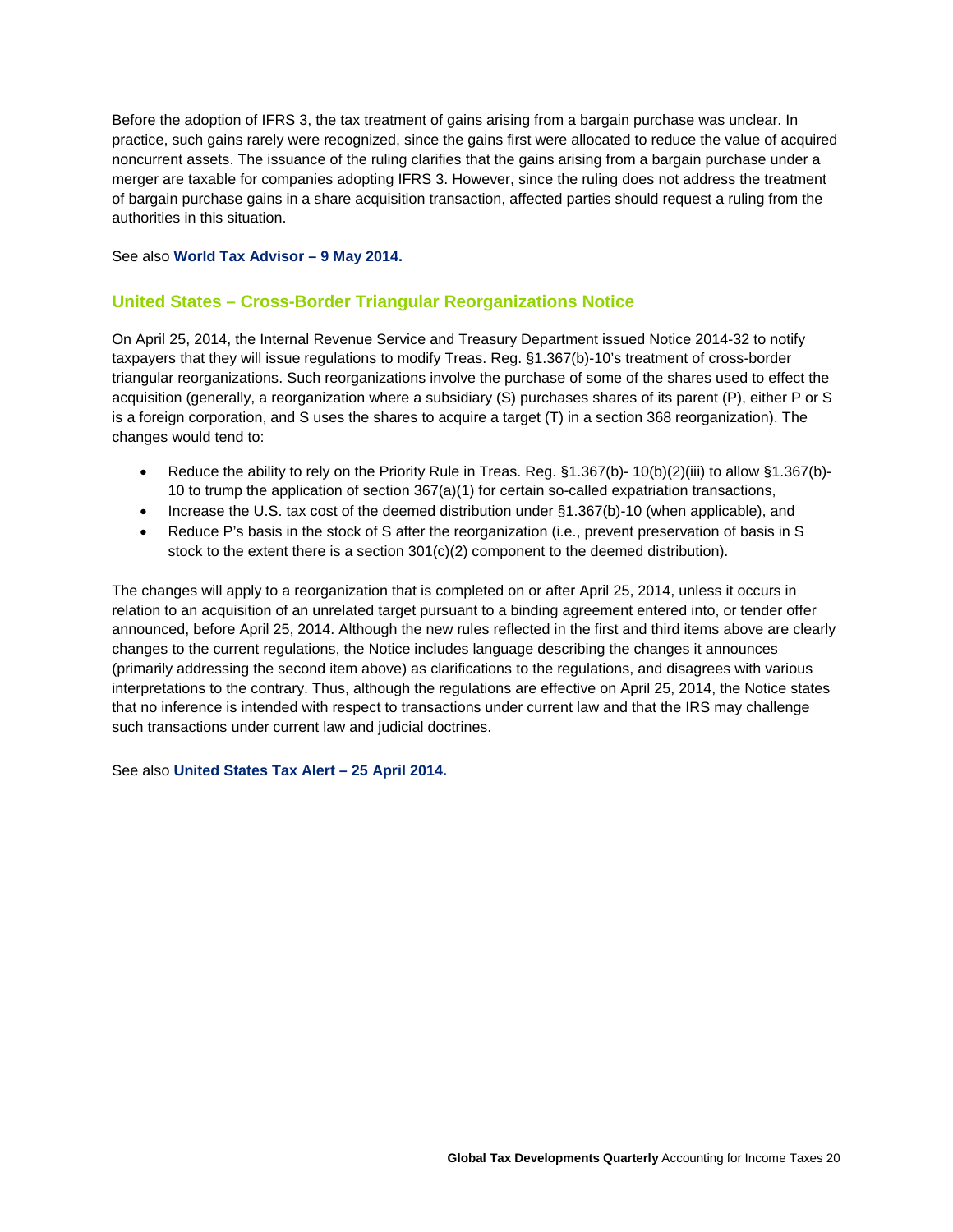Before the adoption of IFRS 3, the tax treatment of gains arising from a bargain purchase was unclear. In practice, such gains rarely were recognized, since the gains first were allocated to reduce the value of acquired noncurrent assets. The issuance of the ruling clarifies that the gains arising from a bargain purchase under a merger are taxable for companies adopting IFRS 3. However, since the ruling does not address the treatment of bargain purchase gains in a share acquisition transaction, affected parties should request a ruling from the authorities in this situation.

See also **World Tax Advisor – 9 May 2014.**

## United States – Cross-Border Triangular Reorganizations Notice

On April 25, 2014, the Internal Revenue Service and Treasury Department issued Notice 2014-32 to notify taxpayers that they will issue regulations to modify Treas. Reg. §1.367(b)-10's treatment of cross-border triangular reorganizations. Such reorganizations involve the purchase of some of the shares used to effect the acquisition (generally, a reorganization where a subsidiary (S) purchases shares of its parent (P), either P or S is a foreign corporation, and S uses the shares to acquire a target (T) in a section 368 reorganization). The changes would tend to:

- Reduce the ability to rely on the Priority Rule in Treas. Reg. §1.367(b)- 10(b)(2)(iii) to allow §1.367(b)-10 to trump the application of section 367(a)(1) for certain so-called expatriation transactions,
- Increase the U.S. tax cost of the deemed distribution under §1.367(b)-10 (when applicable), and
- Reduce P's basis in the stock of S after the reorganization (i.e., prevent preservation of basis in S stock to the extent there is a section 301(c)(2) component to the deemed distribution).

The changes will apply to a reorganization that is completed on or after April 25, 2014, unless it occurs in relation to an acquisition of an unrelated target pursuant to a binding agreement entered into, or tender offer announced, before April 25, 2014. Although the new rules reflected in the first and third items above are clearly changes to the current regulations, the Notice includes language describing the changes it announces (primarily addressing the second item above) as clarifications to the regulations, and disagrees with various interpretations to the contrary. Thus, although the regulations are effective on April 25, 2014, the Notice states that no inference is intended with respect to transactions under current law and that the IRS may challenge such transactions under current law and judicial doctrines.

See also **United States Tax Alert – 25 April 2014.**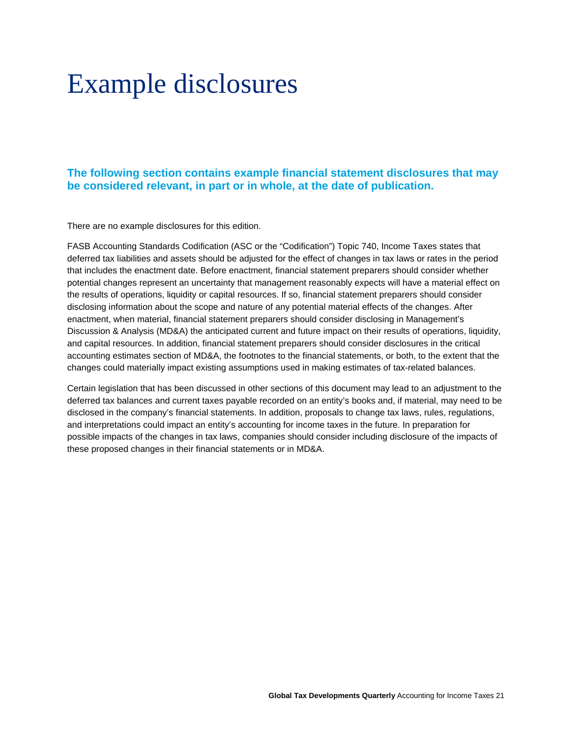# Example disclosures

### The following section contains example financial statement disclosures that may be considered relevant, in part or in whole, at the date of publication.

There are no example disclosures for this edition.

FASB Accounting Standards Codification (ASC or the "Codification") Topic 740, Income Taxes states that deferred tax liabilities and assets should be adjusted for the effect of changes in tax laws or rates in the period that includes the enactment date. Before enactment, financial statement preparers should consider whether potential changes represent an uncertainty that management reasonably expects will have a material effect on the results of operations, liquidity or capital resources. If so, financial statement preparers should consider disclosing information about the scope and nature of any potential material effects of the changes. After enactment, when material, financial statement preparers should consider disclosing in Management's Discussion & Analysis (MD&A) the anticipated current and future impact on their results of operations, liquidity, and capital resources. In addition, financial statement preparers should consider disclosures in the critical accounting estimates section of MD&A, the footnotes to the financial statements, or both, to the extent that the changes could materially impact existing assumptions used in making estimates of tax-related balances.

Certain legislation that has been discussed in other sections of this document may lead to an adjustment to the deferred tax balances and current taxes payable recorded on an entity's books and, if material, may need to be disclosed in the company's financial statements. In addition, proposals to change tax laws, rules, regulations, and interpretations could impact an entity's accounting for income taxes in the future. In preparation for possible impacts of the changes in tax laws, companies should consider including disclosure of the impacts of these proposed changes in their financial statements or in MD&A.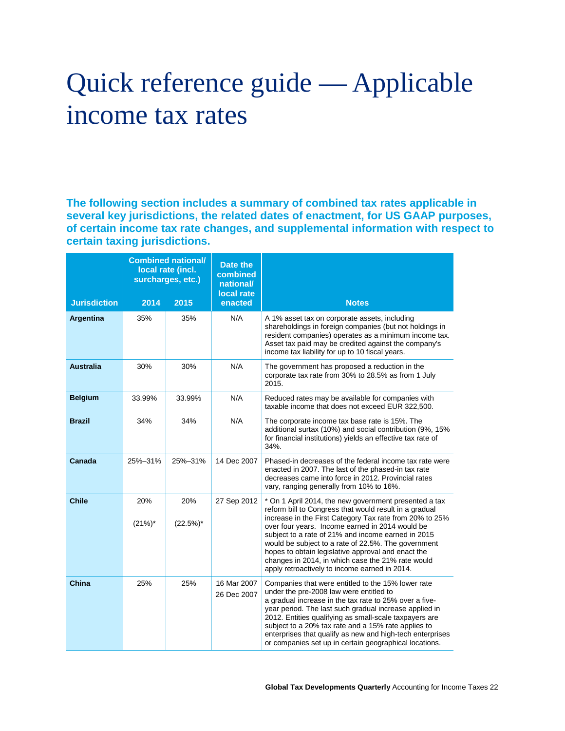# Quick reference guide — Applicable income tax rates

**The following section includes a summary of combined tax rates applicable in several key jurisdictions, the related dates of enactment, for US GAAP purposes, of certain income tax rate changes, and supplemental information with respect to certain taxing jurisdictions.**

| Jurisdiction | Combined national/ local rate (incl. surcharges, etc.) 2014 | 2015 | Date the combined national/ local rate enacted | Notes |
|---|---|---|---|---|
| **Argentina** | 35% | 35% | N/A | A 1% asset tax on corporate assets, including shareholdings in foreign companies (but not holdings in resident companies) operates as a minimum income tax. Asset tax paid may be credited against the company's income tax liability for up to 10 fiscal years. |
| **Australia** | 30% | 30% | N/A | The government has proposed a reduction in the corporate tax rate from 30% to 28.5% as from 1 July 2015. |
| **Belgium** | 33.99% | 33.99% | N/A | Reduced rates may be available for companies with taxable income that does not exceed EUR 322,500. |
| **Brazil** | 34% | 34% | N/A | The corporate income tax base rate is 15%. The additional surtax (10%) and social contribution (9%, 15% for financial institutions) yields an effective tax rate of 34%. |
| **Canada** | 25%–31% | 25%–31% | 14 Dec 2007 | Phased-in decreases of the federal income tax rate were enacted in 2007. The last of the phased-in tax rate decreases came into force in 2012. Provincial rates vary, ranging generally from 10% to 16%. |
| **Chile** | 20%<br>(21%)* | 20%<br>(22.5%)* | 27 Sep 2012 | * On 1 April 2014, the new government presented a tax reform bill to Congress that would result in a gradual increase in the First Category Tax rate from 20% to 25% over four years. Income earned in 2014 would be subject to a rate of 21% and income earned in 2015 would be subject to a rate of 22.5%. The government hopes to obtain legislative approval and enact the changes in 2014, in which case the 21% rate would apply retroactively to income earned in 2014. |
| **China** | 25% | 25% | 16 Mar 2007<br>26 Dec 2007 | Companies that were entitled to the 15% lower rate under the pre-2008 law were entitled to a gradual increase in the tax rate to 25% over a five-year period. The last such gradual increase applied in 2012. Entities qualifying as small-scale taxpayers are subject to a 20% tax rate and a 15% rate applies to enterprises that qualify as new and high-tech enterprises or companies set up in certain geographical locations. |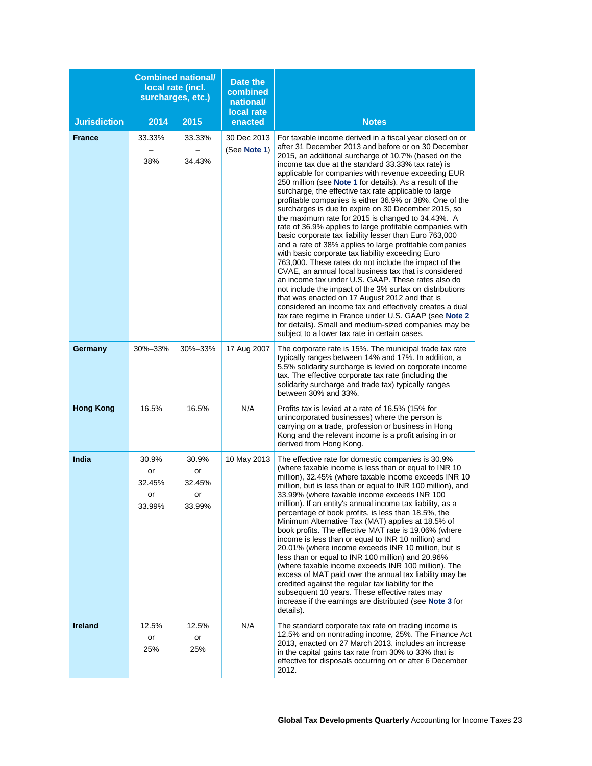| Jurisdiction | Combined national/ local rate (incl. surcharges, etc.) 2014 | 2015 | Date the combined national/ local rate enacted | Notes |
|---|---|---|---|---|
| **France** | 33.33% – 38% | 33.33% – 34.43% | 30 Dec 2013 (See **Note 1**) | For taxable income derived in a fiscal year closed on or after 31 December 2013 and before or on 30 December 2015, an additional surcharge of 10.7% (based on the income tax due at the standard 33.33% tax rate) is applicable for companies with revenue exceeding EUR 250 million (see **Note 1** for details). As a result of the surcharge, the effective tax rate applicable to large profitable companies is either 36.9% or 38%. One of the surcharges is due to expire on 30 December 2015, so the maximum rate for 2015 is changed to 34.43%. A rate of 36.9% applies to large profitable companies with basic corporate tax liability lesser than Euro 763,000 and a rate of 38% applies to large profitable companies with basic corporate tax liability exceeding Euro 763,000. These rates do not include the impact of the CVAE, an annual local business tax that is considered an income tax under U.S. GAAP. These rates also do not include the impact of the 3% surtax on distributions that was enacted on 17 August 2012 and that is considered an income tax and effectively creates a dual tax rate regime in France under U.S. GAAP (see **Note 2** for details). Small and medium-sized companies may be subject to a lower tax rate in certain cases. |
| **Germany** | 30%–33% | 30%–33% | 17 Aug 2007 | The corporate rate is 15%. The municipal trade tax rate typically ranges between 14% and 17%. In addition, a 5.5% solidarity surcharge is levied on corporate income tax. The effective corporate tax rate (including the solidarity surcharge and trade tax) typically ranges between 30% and 33%. |
| **Hong Kong** | 16.5% | 16.5% | N/A | Profits tax is levied at a rate of 16.5% (15% for unincorporated businesses) where the person is carrying on a trade, profession or business in Hong Kong and the relevant income is a profit arising in or derived from Hong Kong. |
| **India** | 30.9% or 32.45% or 33.99% | 30.9% or 32.45% or 33.99% | 10 May 2013 | The effective rate for domestic companies is 30.9% (where taxable income is less than or equal to INR 10 million), 32.45% (where taxable income exceeds INR 10 million, but is less than or equal to INR 100 million), and 33.99% (where taxable income exceeds INR 100 million). If an entity's annual income tax liability, as a percentage of book profits, is less than 18.5%, the Minimum Alternative Tax (MAT) applies at 18.5% of book profits. The effective MAT rate is 19.06% (where income is less than or equal to INR 10 million) and 20.01% (where income exceeds INR 10 million, but is less than or equal to INR 100 million) and 20.96% (where taxable income exceeds INR 100 million). The excess of MAT paid over the annual tax liability may be credited against the regular tax liability for the subsequent 10 years. These effective rates may increase if the earnings are distributed (see **Note 3** for details). |
| **Ireland** | 12.5% or 25% | 12.5% or 25% | N/A | The standard corporate tax rate on trading income is 12.5% and on nontrading income, 25%. The Finance Act 2013, enacted on 27 March 2013, includes an increase in the capital gains tax rate from 30% to 33% that is effective for disposals occurring on or after 6 December 2012. |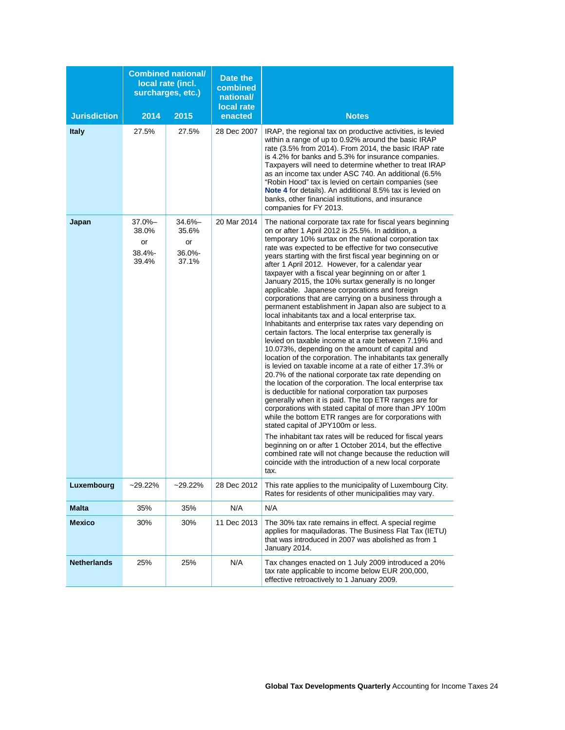| Jurisdiction | Combined national/ local rate (incl. surcharges, etc.) | | Date the combined national/ local rate enacted | Notes |
|---|---|---|---|---|
| | 2014 | 2015 | | |
| **Italy** | 27.5% | 27.5% | 28 Dec 2007 | IRAP, the regional tax on productive activities, is levied within a range of up to 0.92% around the basic IRAP rate (3.5% from 2014). From 2014, the basic IRAP rate is 4.2% for banks and 5.3% for insurance companies. Taxpayers will need to determine whether to treat IRAP as an income tax under ASC 740. An additional (6.5% "Robin Hood" tax is levied on certain companies (see **Note 4** for details). An additional 8.5% tax is levied on banks, other financial institutions, and insurance companies for FY 2013. |
| **Japan** | 37.0%–38.0% or 38.4%-39.4% | 34.6%–35.6% or 36.0%-37.1% | 20 Mar 2014 | The national corporate tax rate for fiscal years beginning on or after 1 April 2012 is 25.5%. In addition, a temporary 10% surtax on the national corporation tax rate was expected to be effective for two consecutive years starting with the first fiscal year beginning on or after 1 April 2012. However, for a calendar year taxpayer with a fiscal year beginning on or after 1 January 2015, the 10% surtax generally is no longer applicable. Japanese corporations and foreign corporations that are carrying on a business through a permanent establishment in Japan also are subject to a local inhabitants tax and a local enterprise tax. Inhabitants and enterprise tax rates vary depending on certain factors. The local enterprise tax generally is levied on taxable income at a rate between 7.19% and 10.073%, depending on the amount of capital and location of the corporation. The inhabitants tax generally is levied on taxable income at a rate of either 17.3% or 20.7% of the national corporate tax rate depending on the location of the corporation. The local enterprise tax is deductible for national corporation tax purposes generally when it is paid. The top ETR ranges are for corporations with stated capital of more than JPY 100m while the bottom ETR ranges are for corporations with stated capital of JPY100m or less.<br><br>The inhabitant tax rates will be reduced for fiscal years beginning on or after 1 October 2014, but the effective combined rate will not change because the reduction will coincide with the introduction of a new local corporate tax. |
| **Luxembourg** | ~29.22% | ~29.22% | 28 Dec 2012 | This rate applies to the municipality of Luxembourg City. Rates for residents of other municipalities may vary. |
| **Malta** | 35% | 35% | N/A | N/A |
| **Mexico** | 30% | 30% | 11 Dec 2013 | The 30% tax rate remains in effect. A special regime applies for maquiladoras. The Business Flat Tax (IETU) that was introduced in 2007 was abolished as from 1 January 2014. |
| **Netherlands** | 25% | 25% | N/A | Tax changes enacted on 1 July 2009 introduced a 20% tax rate applicable to income below EUR 200,000, effective retroactively to 1 January 2009. |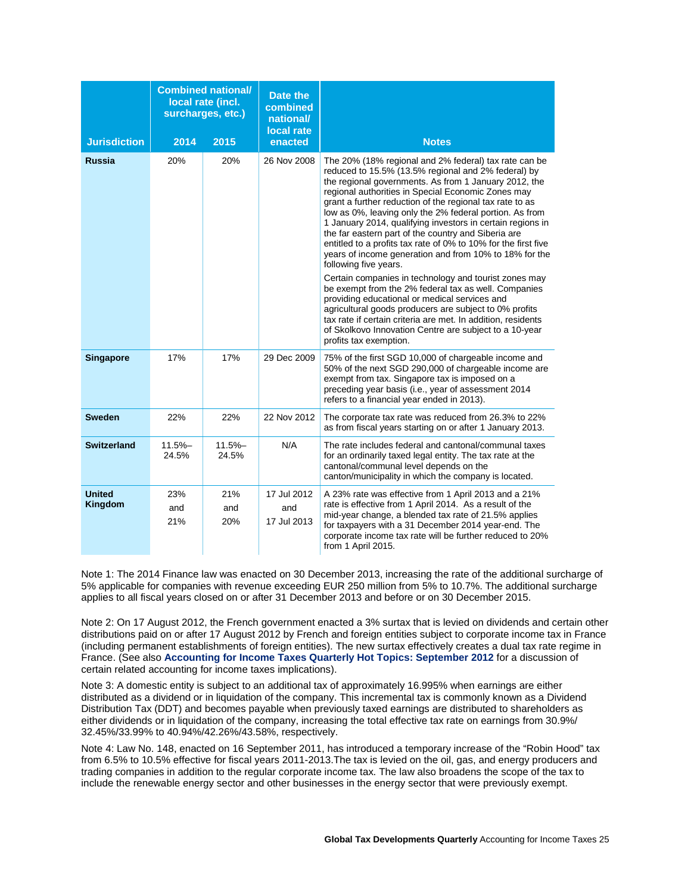| Jurisdiction | Combined national/ local rate (incl. surcharges, etc.) 2014 | 2015 | Date the combined national/ local rate enacted | Notes |
|---|---|---|---|---|
| **Russia** | 20% | 20% | 26 Nov 2008 | The 20% (18% regional and 2% federal) tax rate can be reduced to 15.5% (13.5% regional and 2% federal) by the regional governments. As from 1 January 2012, the regional authorities in Special Economic Zones may grant a further reduction of the regional tax rate to as low as 0%, leaving only the 2% federal portion. As from 1 January 2014, qualifying investors in certain regions in the far eastern part of the country and Siberia are entitled to a profits tax rate of 0% to 10% for the first five years of income generation and from 10% to 18% for the following five years.<br><br>Certain companies in technology and tourist zones may be exempt from the 2% federal tax as well. Companies providing educational or medical services and agricultural goods producers are subject to 0% profits tax rate if certain criteria are met. In addition, residents of Skolkovo Innovation Centre are subject to a 10-year profits tax exemption. |
| **Singapore** | 17% | 17% | 29 Dec 2009 | 75% of the first SGD 10,000 of chargeable income and 50% of the next SGD 290,000 of chargeable income are exempt from tax. Singapore tax is imposed on a preceding year basis (i.e., year of assessment 2014 refers to a financial year ended in 2013). |
| **Sweden** | 22% | 22% | 22 Nov 2012 | The corporate tax rate was reduced from 26.3% to 22% as from fiscal years starting on or after 1 January 2013. |
| **Switzerland** | 11.5%–24.5% | 11.5%–24.5% | N/A | The rate includes federal and cantonal/communal taxes for an ordinarily taxed legal entity. The tax rate at the cantonal/communal level depends on the canton/municipality in which the company is located. |
| **United Kingdom** | 23% and 21% | 21% and 20% | 17 Jul 2012 and 17 Jul 2013 | A 23% rate was effective from 1 April 2013 and a 21% rate is effective from 1 April 2014. As a result of the mid-year change, a blended tax rate of 21.5% applies for taxpayers with a 31 December 2014 year-end. The corporate income tax rate will be further reduced to 20% from 1 April 2015. |

Note 1: The 2014 Finance law was enacted on 30 December 2013, increasing the rate of the additional surcharge of 5% applicable for companies with revenue exceeding EUR 250 million from 5% to 10.7%. The additional surcharge applies to all fiscal years closed on or after 31 December 2013 and before or on 30 December 2015.

Note 2: On 17 August 2012, the French government enacted a 3% surtax that is levied on dividends and certain other distributions paid on or after 17 August 2012 by French and foreign entities subject to corporate income tax in France (including permanent establishments of foreign entities). The new surtax effectively creates a dual tax rate regime in France. (See also **Accounting for Income Taxes Quarterly Hot Topics: September 2012** for a discussion of certain related accounting for income taxes implications).

Note 3: A domestic entity is subject to an additional tax of approximately 16.995% when earnings are either distributed as a dividend or in liquidation of the company. This incremental tax is commonly known as a Dividend Distribution Tax (DDT) and becomes payable when previously taxed earnings are distributed to shareholders as either dividends or in liquidation of the company, increasing the total effective tax rate on earnings from 30.9%/ 32.45%/33.99% to 40.94%/42.26%/43.58%, respectively.

Note 4: Law No. 148, enacted on 16 September 2011, has introduced a temporary increase of the "Robin Hood" tax from 6.5% to 10.5% effective for fiscal years 2011-2013.The tax is levied on the oil, gas, and energy producers and trading companies in addition to the regular corporate income tax. The law also broadens the scope of the tax to include the renewable energy sector and other businesses in the energy sector that were previously exempt.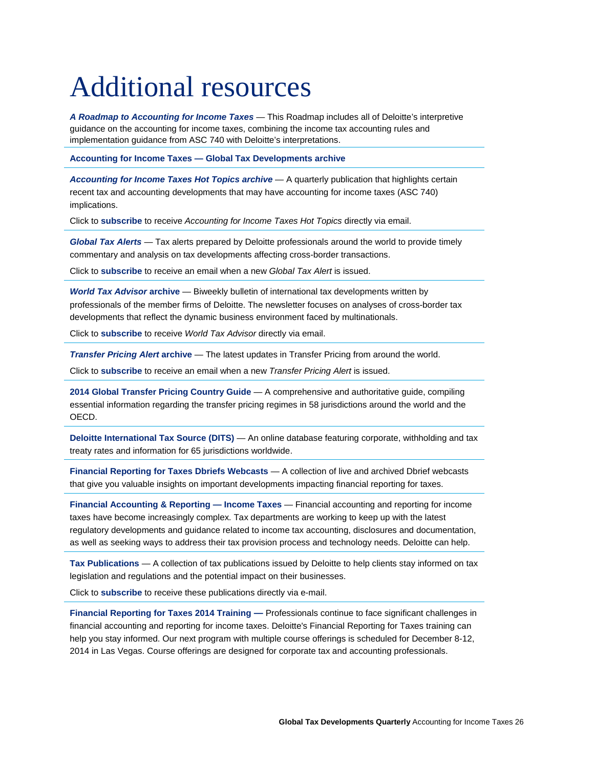# Additional resources

***A Roadmap to Accounting for Income Taxes*** — This Roadmap includes all of Deloitte's interpretive guidance on the accounting for income taxes, combining the income tax accounting rules and implementation guidance from ASC 740 with Deloitte's interpretations.

---

**Accounting for Income Taxes — Global Tax Developments archive**

---

***Accounting for Income Taxes Hot Topics archive*** — A quarterly publication that highlights certain recent tax and accounting developments that may have accounting for income taxes (ASC 740) implications.

Click to **subscribe** to receive *Accounting for Income Taxes Hot Topics* directly via email.

---

***Global Tax Alerts*** — Tax alerts prepared by Deloitte professionals around the world to provide timely commentary and analysis on tax developments affecting cross-border transactions.

Click to **subscribe** to receive an email when a new *Global Tax Alert* is issued.

---

***World Tax Advisor* archive** — Biweekly bulletin of international tax developments written by professionals of the member firms of Deloitte. The newsletter focuses on analyses of cross-border tax developments that reflect the dynamic business environment faced by multinationals.

Click to **subscribe** to receive *World Tax Advisor* directly via email.

---

***Transfer Pricing Alert* archive** — The latest updates in Transfer Pricing from around the world.

Click to **subscribe** to receive an email when a new *Transfer Pricing Alert* is issued.

---

**2014 Global Transfer Pricing Country Guide** — A comprehensive and authoritative guide, compiling essential information regarding the transfer pricing regimes in 58 jurisdictions around the world and the OECD.

---

**Deloitte International Tax Source (DITS)** — An online database featuring corporate, withholding and tax treaty rates and information for 65 jurisdictions worldwide.

---

**Financial Reporting for Taxes Dbriefs Webcasts** — A collection of live and archived Dbrief webcasts that give you valuable insights on important developments impacting financial reporting for taxes.

---

**Financial Accounting & Reporting — Income Taxes** — Financial accounting and reporting for income taxes have become increasingly complex. Tax departments are working to keep up with the latest regulatory developments and guidance related to income tax accounting, disclosures and documentation, as well as seeking ways to address their tax provision process and technology needs. Deloitte can help.

---

**Tax Publications** — A collection of tax publications issued by Deloitte to help clients stay informed on tax legislation and regulations and the potential impact on their businesses.

Click to **subscribe** to receive these publications directly via e-mail.

---

**Financial Reporting for Taxes 2014 Training —** Professionals continue to face significant challenges in financial accounting and reporting for income taxes. Deloitte's Financial Reporting for Taxes training can help you stay informed. Our next program with multiple course offerings is scheduled for December 8-12, 2014 in Las Vegas. Course offerings are designed for corporate tax and accounting professionals.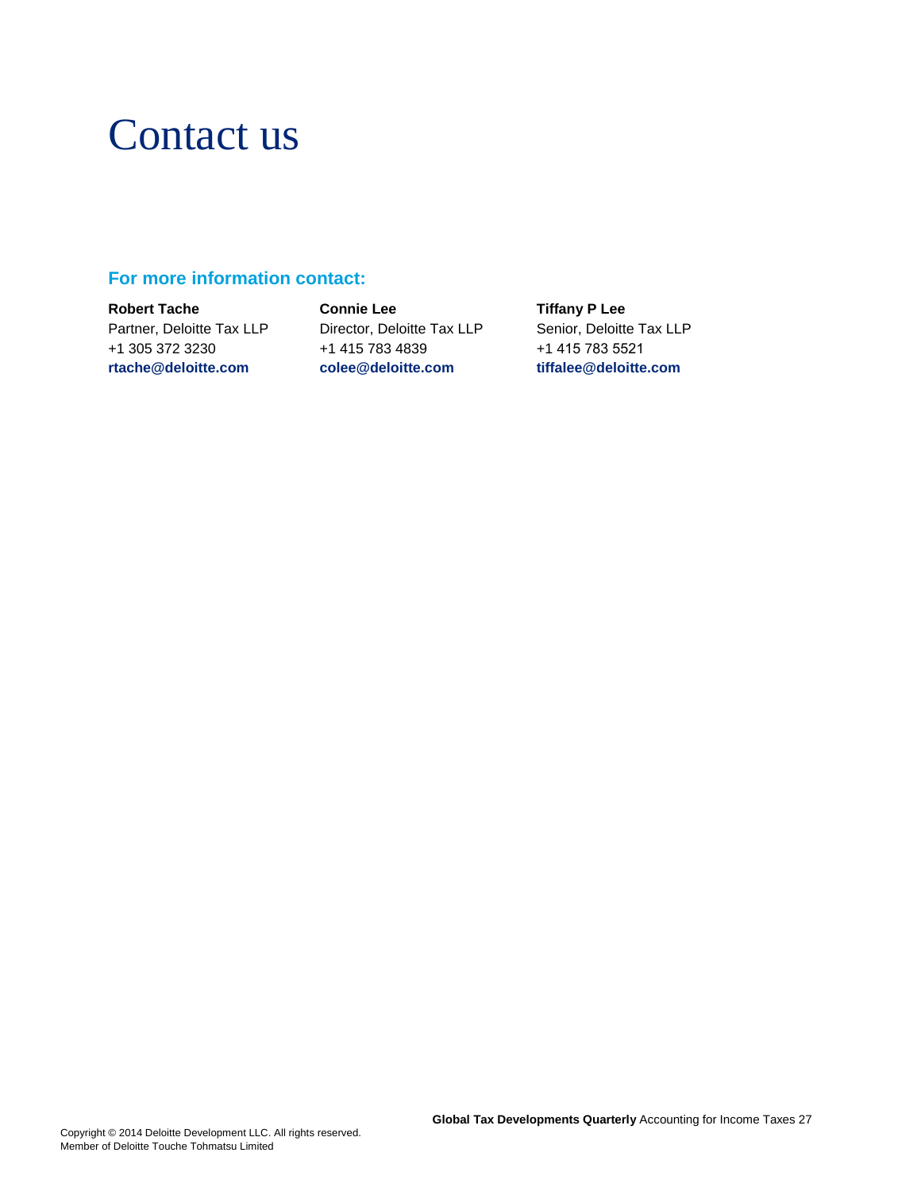# Contact us

## For more information contact:

**Robert Tache**
Partner, Deloitte Tax LLP
+1 305 372 3230
**rtache@deloitte.com**

**Connie Lee**
Director, Deloitte Tax LLP
+1 415 783 4839
**colee@deloitte.com**

**Tiffany P Lee**
Senior, Deloitte Tax LLP
+1 415 783 5521
**tiffalee@deloitte.com**

Copyright © 2014 Deloitte Development LLC. All rights reserved.
Member of Deloitte Touche Tohmatsu Limited